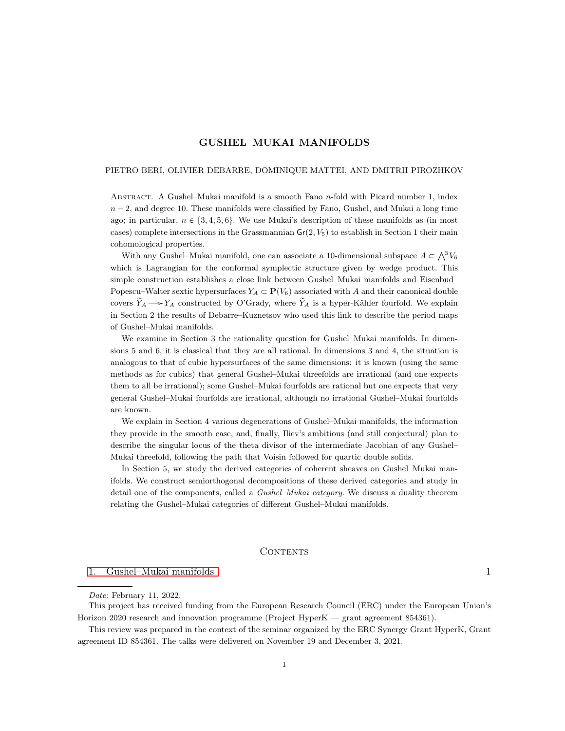# GUSHEL–MUKAI MANIFOLDS

PIETRO BERI, OLIVIER DEBARRE, DOMINIQUE MATTEI, AND DMITRII PIROZHKOV

Abstract. A Gushel–Mukai manifold is a smooth Fano $n$-fold with Picard number 1, index $n-2$, and degree 10. These manifolds were classified by Fano, Gushel, and Mukai a long time ago; in particular, $n \in \{3,4,5,6\}$. We use Mukai's description of these manifolds as (in most cases) complete intersections in the Grassmannian $\mathsf{Gr}(2,V_5)$ to establish in Section 1 their main cohomological properties.

With any Gushel–Mukai manifold, one can associate a 10-dimensional subspace $A \subset \bigwedge^3 V_6$ which is Lagrangian for the conformal symplectic structure given by wedge product. This simple construction establishes a close link between Gushel–Mukai manifolds and Eisenbud–Popescu–Walter sextic hypersurfaces $Y_A \subset \mathbf{P}(V_6)$ associated with $A$ and their canonical double covers $\widetilde{Y}_A \longrightarrow Y_A$ constructed by O'Grady, where $\widetilde{Y}_A$ is a hyper-Kähler fourfold. We explain in Section 2 the results of Debarre–Kuznetsov who used this link to describe the period maps of Gushel–Mukai manifolds.

We examine in Section 3 the rationality question for Gushel–Mukai manifolds. In dimensions 5 and 6, it is classical that they are all rational. In dimensions 3 and 4, the situation is analogous to that of cubic hypersurfaces of the same dimensions: it is known (using the same methods as for cubics) that general Gushel–Mukai threefolds are irrational (and one expects them to all be irrational); some Gushel–Mukai fourfolds are rational but one expects that very general Gushel–Mukai fourfolds are irrational, although no irrational Gushel–Mukai fourfolds are known.

We explain in Section 4 various degenerations of Gushel–Mukai manifolds, the information they provide in the smooth case, and, finally, Iliev's ambitious (and still conjectural) plan to describe the singular locus of the theta divisor of the intermediate Jacobian of any Gushel–Mukai threefold, following the path that Voisin followed for quartic double solids.

In Section 5, we study the derived categories of coherent sheaves on Gushel–Mukai manifolds. We construct semiorthogonal decompositions of these derived categories and study in detail one of the components, called a *Gushel–Mukai category*. We discuss a duality theorem relating the Gushel–Mukai categories of different Gushel–Mukai manifolds.

## Contents

1. Gushel–Mukai manifolds 1

---

*Date*: February 11, 2022.

This project has received funding from the European Research Council (ERC) under the European Union's Horizon 2020 research and innovation programme (Project HyperK — grant agreement 854361).

This review was prepared in the context of the seminar organized by the ERC Synergy Grant HyperK, Grant agreement ID 854361. The talks were delivered on November 19 and December 3, 2021.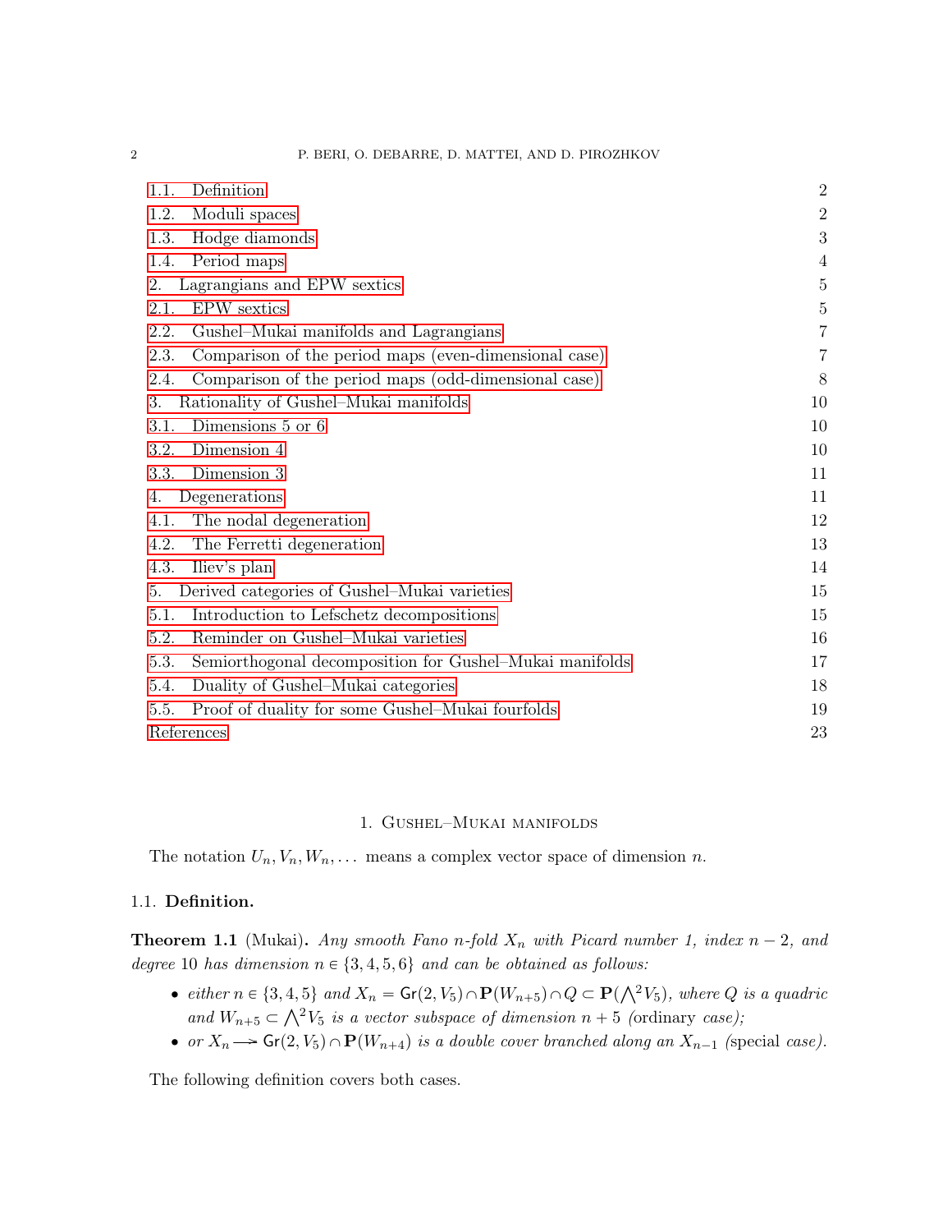| | |
|---|---|
| 1.1. Definition | 2 |
| 1.2. Moduli spaces | 2 |
| 1.3. Hodge diamonds | 3 |
| 1.4. Period maps | 4 |
| 2. Lagrangians and EPW sextics | 5 |
| 2.1. EPW sextics | 5 |
| 2.2. Gushel–Mukai manifolds and Lagrangians | 7 |
| 2.3. Comparison of the period maps (even-dimensional case) | 7 |
| 2.4. Comparison of the period maps (odd-dimensional case) | 8 |
| 3. Rationality of Gushel–Mukai manifolds | 10 |
| 3.1. Dimensions 5 or 6 | 10 |
| 3.2. Dimension 4 | 10 |
| 3.3. Dimension 3 | 11 |
| 4. Degenerations | 11 |
| 4.1. The nodal degeneration | 12 |
| 4.2. The Ferretti degeneration | 13 |
| 4.3. Iliev's plan | 14 |
| 5. Derived categories of Gushel–Mukai varieties | 15 |
| 5.1. Introduction to Lefschetz decompositions | 15 |
| 5.2. Reminder on Gushel–Mukai varieties | 16 |
| 5.3. Semiorthogonal decomposition for Gushel–Mukai manifolds | 17 |
| 5.4. Duality of Gushel–Mukai categories | 18 |
| 5.5. Proof of duality for some Gushel–Mukai fourfolds | 19 |
| References | 23 |

# 1. Gushel–Mukai manifolds

The notation $U_n, V_n, W_n, \dots$ means a complex vector space of dimension $n$.

## 1.1. Definition.

**Theorem 1.1** (Mukai). *Any smooth Fano $n$-fold $X_n$ with Picard number 1, index $n-2$, and degree 10 has dimension $n \in \{3,4,5,6\}$ and can be obtained as follows:*

- *either $n \in \{3,4,5\}$ and $X_n = \mathsf{Gr}(2,V_5) \cap \mathbf{P}(W_{n+5}) \cap Q \subset \mathbf{P}(\bigwedge^2 V_5)$, where $Q$ is a quadric and $W_{n+5} \subset \bigwedge^2 V_5$ is a vector subspace of dimension $n+5$ (ordinary case);*
- *or $X_n \twoheadrightarrow \mathsf{Gr}(2,V_5) \cap \mathbf{P}(W_{n+4})$ is a double cover branched along an $X_{n-1}$ (special case).*

The following definition covers both cases.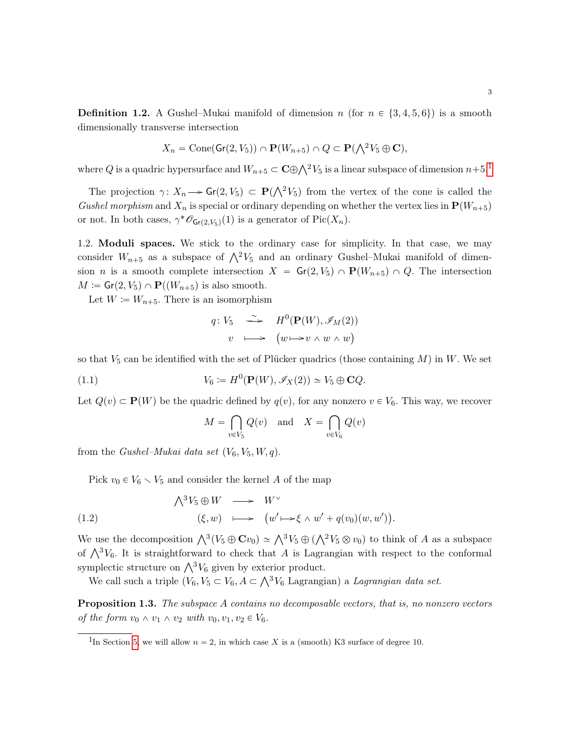**Definition 1.2.** A Gushel–Mukai manifold of dimension $n$ (for $n \in \{3,4,5,6\}$) is a smooth dimensionally transverse intersection

$$X_n = \mathrm{Cone}(\mathsf{Gr}(2,V_5)) \cap \mathbf{P}(W_{n+5}) \cap Q \subset \mathbf{P}(\textstyle\bigwedge^2 V_5 \oplus \mathbf{C}),$$

where $Q$ is a quadric hypersurface and $W_{n+5} \subset \mathbf{C} \oplus \bigwedge^2 V_5$ is a linear subspace of dimension $n+5$.[1]

The projection $\gamma\colon X_n \longrightarrow \mathsf{Gr}(2,V_5) \subset \mathbf{P}(\bigwedge^2 V_5)$ from the vertex of the cone is called the *Gushel morphism* and $X_n$ is special or ordinary depending on whether the vertex lies in $\mathbf{P}(W_{n+5})$ or not. In both cases, $\gamma^*\mathscr{O}_{\mathsf{Gr}(2,V_5)}(1)$ is a generator of $\mathrm{Pic}(X_n)$.

1.2. **Moduli spaces.** We stick to the ordinary case for simplicity. In that case, we may consider $W_{n+5}$ as a subspace of $\bigwedge^2 V_5$ and an ordinary Gushel–Mukai manifold of dimension $n$ is a smooth complete intersection $X = \mathsf{Gr}(2,V_5) \cap \mathbf{P}(W_{n+5}) \cap Q$. The intersection $M \coloneqq \mathsf{Gr}(2,V_5) \cap \mathbf{P}((W_{n+5})$ is also smooth.

Let $W \coloneqq W_{n+5}$. There is an isomorphism

$$\begin{aligned} q\colon V_5 &\xrightarrow{\ \sim\ } H^0(\mathbf{P}(W), \mathscr{I}_M(2)) \\ v &\longmapsto \big(w \longmapsto v \wedge w \wedge w\big) \end{aligned}$$

so that $V_5$ can be identified with the set of Plücker quadrics (those containing $M$) in $W$. We set

$$V_6 \coloneqq H^0(\mathbf{P}(W), \mathscr{I}_X(2)) \simeq V_5 \oplus \mathbf{C}Q. \tag{1.1}$$

Let $Q(v) \subset \mathbf{P}(W)$ be the quadric defined by $q(v)$, for any nonzero $v \in V_6$. This way, we recover

$$M = \bigcap_{v \in V_5} Q(v) \quad \text{and} \quad X = \bigcap_{v \in V_6} Q(v)$$

from the *Gushel–Mukai data set* $(V_6, V_5, W, q)$.

Pick $v_0 \in V_6 \smallsetminus V_5$ and consider the kernel $A$ of the map

$$\begin{aligned} \textstyle\bigwedge^3 V_5 \oplus W &\longrightarrow W^\vee \\ (\xi, w) &\longmapsto \big(w' \longmapsto \xi \wedge w' + q(v_0)(w, w')\big). \end{aligned} \tag{1.2}$$

We use the decomposition $\bigwedge^3 (V_5 \oplus \mathbf{C}v_0) \simeq \bigwedge^3 V_5 \oplus (\bigwedge^2 V_5 \otimes v_0)$ to think of $A$ as a subspace of $\bigwedge^3 V_6$. It is straightforward to check that $A$ is Lagrangian with respect to the conformal symplectic structure on $\bigwedge^3 V_6$ given by exterior product.

We call such a triple $(V_6, V_5 \subset V_6, A \subset \bigwedge^3 V_6$ Lagrangian) a *Lagrangian data set*.

**Proposition 1.3.** *The subspace $A$ contains no decomposable vectors, that is, no nonzero vectors of the form $v_0 \wedge v_1 \wedge v_2$ with $v_0, v_1, v_2 \in V_6$.*

---

[1] In Section 5, we will allow $n = 2$, in which case $X$ is a (smooth) K3 surface of degree 10.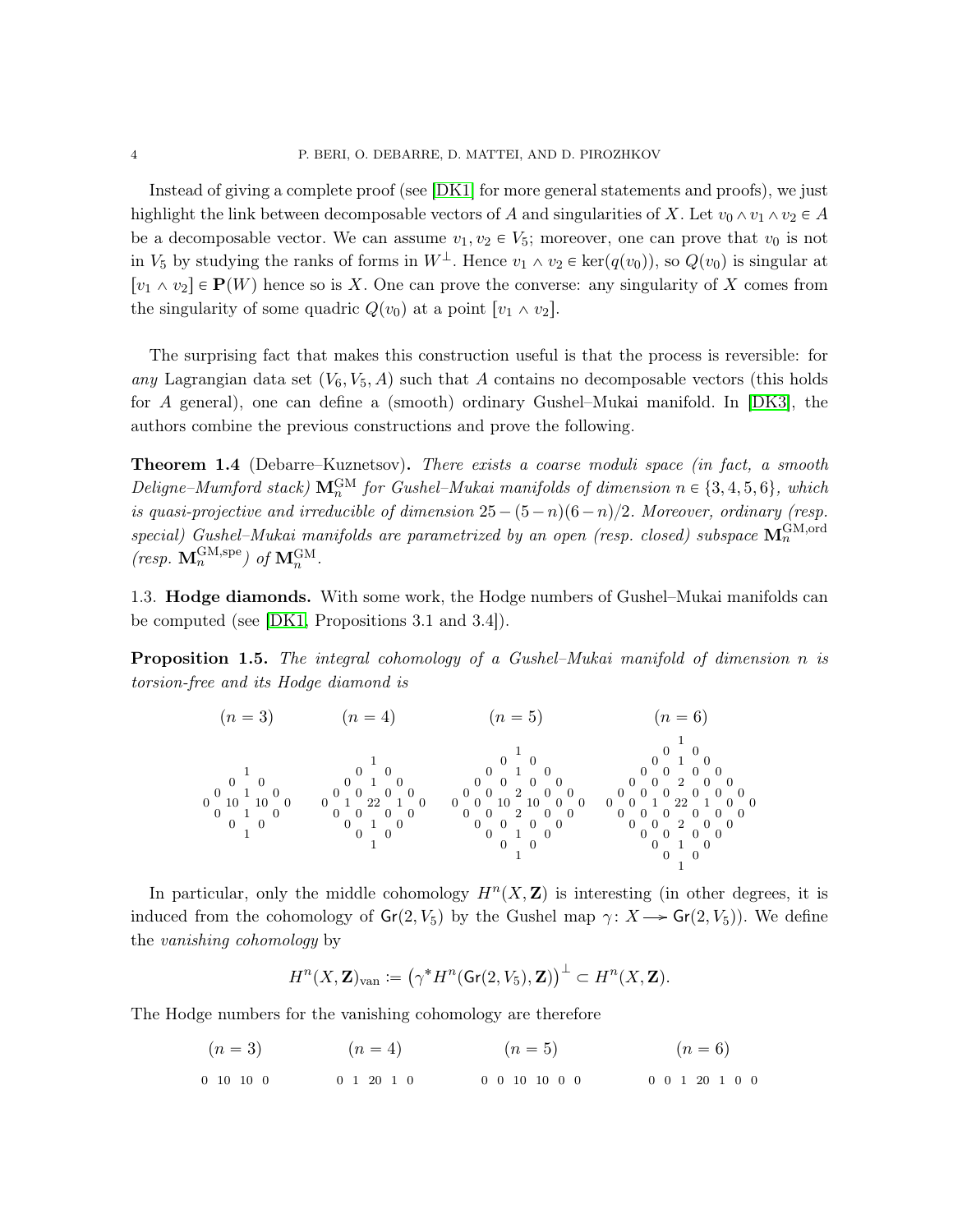Instead of giving a complete proof (see [DK1] for more general statements and proofs), we just highlight the link between decomposable vectors of $A$ and singularities of $X$. Let $v_0 \wedge v_1 \wedge v_2 \in A$ be a decomposable vector. We can assume $v_1, v_2 \in V_5$; moreover, one can prove that $v_0$ is not in $V_5$ by studying the ranks of forms in $W^\perp$. Hence $v_1 \wedge v_2 \in \ker(q(v_0))$, so $Q(v_0)$ is singular at $[v_1 \wedge v_2] \in \mathbf{P}(W)$ hence so is $X$. One can prove the converse: any singularity of $X$ comes from the singularity of some quadric $Q(v_0)$ at a point $[v_1 \wedge v_2]$.

The surprising fact that makes this construction useful is that the process is reversible: for *any* Lagrangian data set $(V_6, V_5, A)$ such that $A$ contains no decomposable vectors (this holds for $A$ general), one can define a (smooth) ordinary Gushel–Mukai manifold. In [DK3], the authors combine the previous constructions and prove the following.

**Theorem 1.4** (Debarre–Kuznetsov)**.** *There exists a coarse moduli space (in fact, a smooth Deligne–Mumford stack)* $\mathbf{M}_n^{\mathrm{GM}}$ *for Gushel–Mukai manifolds of dimension* $n \in \{3,4,5,6\}$*, which is quasi-projective and irreducible of dimension* $25-(5-n)(6-n)/2$*. Moreover, ordinary (resp. special) Gushel–Mukai manifolds are parametrized by an open (resp. closed) subspace* $\mathbf{M}_n^{\mathrm{GM,ord}}$ *(resp.* $\mathbf{M}_n^{\mathrm{GM,spe}}$*) of* $\mathbf{M}_n^{\mathrm{GM}}$*.*

### 1.3. Hodge diamonds.

With some work, the Hodge numbers of Gushel–Mukai manifolds can be computed (see [DK1, Propositions 3.1 and 3.4]).

**Proposition 1.5.** *The integral cohomology of a Gushel–Mukai manifold of dimension $n$ is torsion-free and its Hodge diamond is*

$(n=3)$

```
      1
    0   0
  0   1   0
0  10  10  0
  0   1   0
    0   0
      1
```

$(n=4)$

```
        1
      0   0
    0   1   0
  0   0   0   0
0   1  22   1   0
  0   0   0   0
    0   1   0
      0   0
        1
```

$(n=5)$

```
          1
        0   0
      0   1   0
    0   0   0   0
  0   0   2   0   0
0   0  10  10   0   0
  0   0   2   0   0
    0   0   0   0
      0   1   0
        0   0
          1
```

$(n=6)$

```
            1
          0   0
        0   1   0
      0   0   0   0
    0   0   2   0   0
  0   0   0   0   0   0
0   0   1  22   1   0   0
  0   0   0   0   0   0
    0   0   2   0   0
      0   0   0   0
        0   1   0
          0   0
            1
```

In particular, only the middle cohomology $H^n(X,\mathbf{Z})$ is interesting (in other degrees, it is induced from the cohomology of $\mathsf{Gr}(2,V_5)$ by the Gushel map $\gamma\colon X \to \mathsf{Gr}(2,V_5)$). We define the *vanishing cohomology* by

$$H^n(X,\mathbf{Z})_{\mathrm{van}} := \left(\gamma^* H^n(\mathsf{Gr}(2,V_5),\mathbf{Z})\right)^\perp \subset H^n(X,\mathbf{Z}).$$

The Hodge numbers for the vanishing cohomology are therefore

| $(n=3)$ | $(n=4)$ | $(n=5)$ | $(n=6)$ |
|---|---|---|---|
| 0 10 10 0 | 0 1 20 1 0 | 0 0 10 10 0 0 | 0 0 1 20 1 0 0 |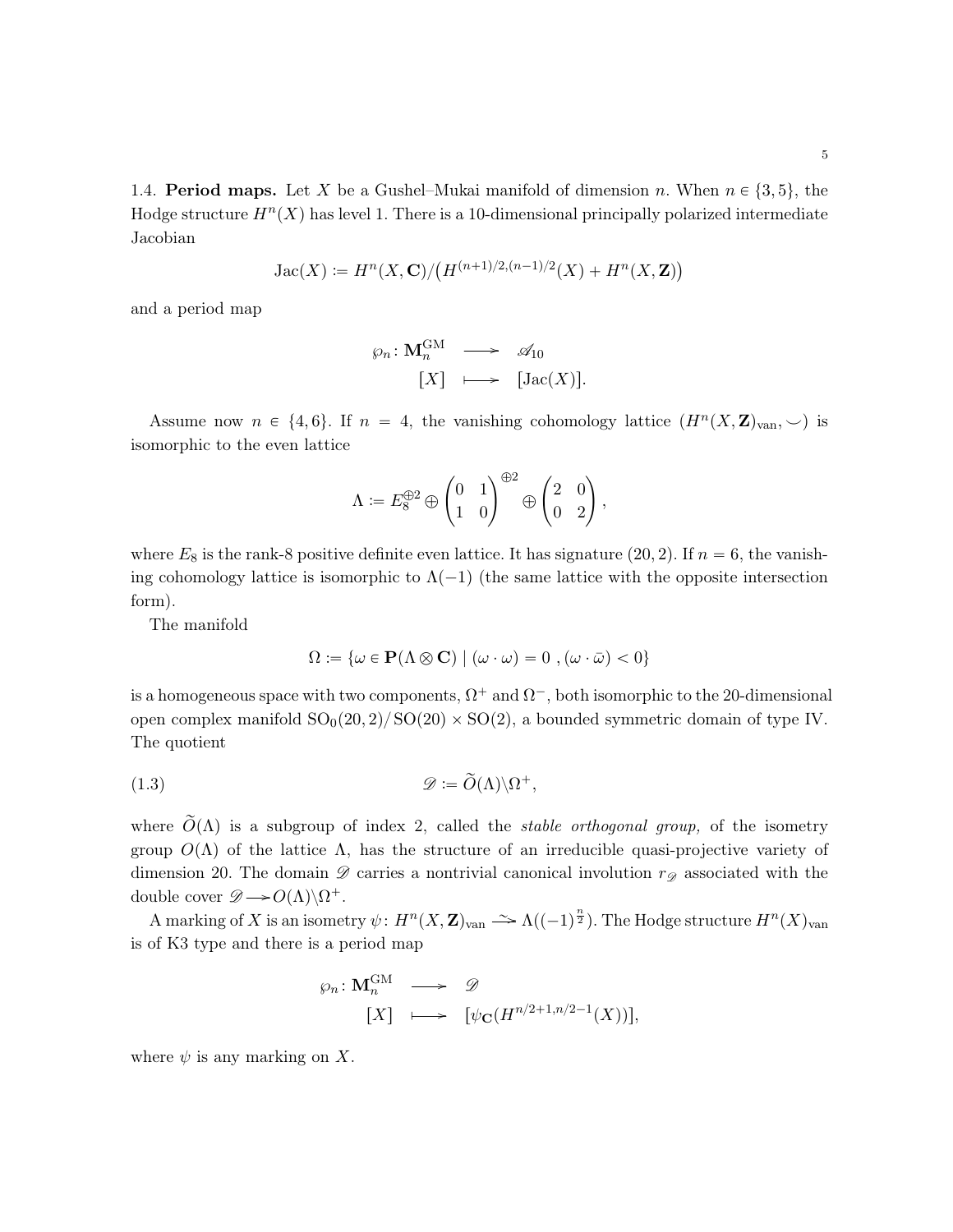1.4. **Period maps.** Let $X$ be a Gushel–Mukai manifold of dimension $n$. When $n \in \{3, 5\}$, the Hodge structure $H^n(X)$ has level 1. There is a 10-dimensional principally polarized intermediate Jacobian

$$\mathrm{Jac}(X) := H^n(X, \mathbf{C}) / \big(H^{(n+1)/2,(n-1)/2}(X) + H^n(X, \mathbf{Z})\big)$$

and a period map

$$\begin{array}{rccc} \wp_n \colon & \mathbf{M}_n^{\mathrm{GM}} & \longrightarrow & \mathscr{A}_{10} \\ & [X] & \longmapsto & [\mathrm{Jac}(X)]. \end{array}$$

Assume now $n \in \{4, 6\}$. If $n = 4$, the vanishing cohomology lattice $(H^n(X, \mathbf{Z})_{\mathrm{van}}, \smile)$ is isomorphic to the even lattice

$$\Lambda := E_8^{\oplus 2} \oplus \begin{pmatrix} 0 & 1 \\ 1 & 0 \end{pmatrix}^{\oplus 2} \oplus \begin{pmatrix} 2 & 0 \\ 0 & 2 \end{pmatrix},$$

where $E_8$ is the rank-8 positive definite even lattice. It has signature $(20, 2)$. If $n = 6$, the vanishing cohomology lattice is isomorphic to $\Lambda(-1)$ (the same lattice with the opposite intersection form).

The manifold

$$\Omega := \{\omega \in \mathbf{P}(\Lambda \otimes \mathbf{C}) \mid (\omega \cdot \omega) = 0 \ , (\omega \cdot \bar{\omega}) < 0\}$$

is a homogeneous space with two components, $\Omega^+$ and $\Omega^-$, both isomorphic to the 20-dimensional open complex manifold $\mathrm{SO}_0(20, 2)/\mathrm{SO}(20) \times \mathrm{SO}(2)$, a bounded symmetric domain of type IV. The quotient

$$\mathscr{D} := \widetilde{O}(\Lambda) \backslash \Omega^+, \tag{1.3}$$

where $\widetilde{O}(\Lambda)$ is a subgroup of index 2, called the *stable orthogonal group,* of the isometry group $O(\Lambda)$ of the lattice $\Lambda$, has the structure of an irreducible quasi-projective variety of dimension 20. The domain $\mathscr{D}$ carries a nontrivial canonical involution $r_{\mathscr{D}}$ associated with the double cover $\mathscr{D} \twoheadrightarrow O(\Lambda) \backslash \Omega^+$.

A marking of $X$ is an isometry $\psi \colon H^n(X, \mathbf{Z})_{\mathrm{van}} \xrightarrow{\sim} \Lambda((-1)^{\frac{n}{2}})$. The Hodge structure $H^n(X)_{\mathrm{van}}$ is of K3 type and there is a period map

$$\begin{array}{rccc} \wp_n \colon & \mathbf{M}_n^{\mathrm{GM}} & \longrightarrow & \mathscr{D} \\ & [X] & \longmapsto & [\psi_{\mathbf{C}}(H^{n/2+1, n/2-1}(X))], \end{array}$$

where $\psi$ is any marking on $X$.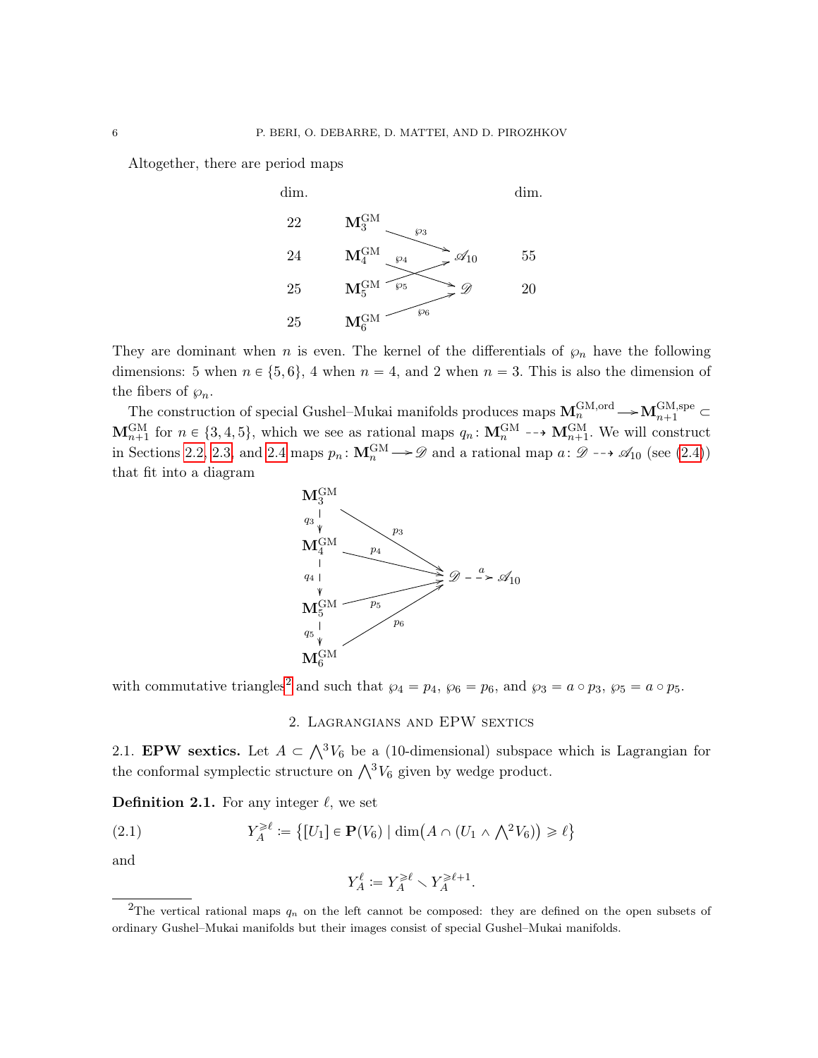Altogether, there are period maps

$$
\begin{array}{llll}
\text{dim.} & & & \text{dim.} \\
22 & \mathbf{M}_3^{\mathrm{GM}} \xrightarrow{\wp_3} \mathscr{A}_{10} & & \\
24 & \mathbf{M}_4^{\mathrm{GM}} \xrightarrow{\wp_4} \mathscr{D} & \mathscr{A}_{10} & 55 \\
25 & \mathbf{M}_5^{\mathrm{GM}} \xrightarrow{\wp_5} \mathscr{A}_{10} & \mathscr{D} & 20 \\
25 & \mathbf{M}_6^{\mathrm{GM}} \xrightarrow{\wp_6} \mathscr{D} & &
\end{array}
$$

They are dominant when $n$ is even. The kernel of the differentials of $\wp_n$ have the following dimensions: 5 when $n \in \{5, 6\}$, 4 when $n = 4$, and 2 when $n = 3$. This is also the dimension of the fibers of $\wp_n$.

The construction of special Gushel–Mukai manifolds produces maps $\mathbf{M}_n^{\mathrm{GM,ord}} \longrightarrow \mathbf{M}_{n+1}^{\mathrm{GM,spe}} \subset \mathbf{M}_{n+1}^{\mathrm{GM}}$ for $n \in \{3, 4, 5\}$, which we see as rational maps $q_n \colon \mathbf{M}_n^{\mathrm{GM}} \dashrightarrow \mathbf{M}_{n+1}^{\mathrm{GM}}$. We will construct in Sections 2.2, 2.3, and 2.4 maps $p_n \colon \mathbf{M}_n^{\mathrm{GM}} \longrightarrow \mathscr{D}$ and a rational map $a \colon \mathscr{D} \dashrightarrow \mathscr{A}_{10}$ (see (2.4)) that fit into a diagram

$$
\begin{array}{ccc}
\mathbf{M}_3^{\mathrm{GM}} & \xrightarrow{p_3} & \\
\downarrow q_3 & & \\
\mathbf{M}_4^{\mathrm{GM}} & \xrightarrow{p_4} & \\
\downarrow q_4 & & \mathscr{D} \dashrightarrow^{a} \mathscr{A}_{10} \\
\mathbf{M}_5^{\mathrm{GM}} & \xrightarrow{p_5} & \\
\downarrow q_5 & & \\
\mathbf{M}_6^{\mathrm{GM}} & \xrightarrow{p_6} &
\end{array}
$$

with commutative triangles[2] and such that $\wp_4 = p_4$, $\wp_6 = p_6$, and $\wp_3 = a \circ p_3$, $\wp_5 = a \circ p_5$.

## 2. Lagrangians and EPW sextics

2.1. **EPW sextics.** Let $A \subset \bigwedge^3 V_6$ be a (10-dimensional) subspace which is Lagrangian for the conformal symplectic structure on $\bigwedge^3 V_6$ given by wedge product.

**Definition 2.1.** For any integer $\ell$, we set

$$
Y_A^{\geqslant \ell} := \left\{ [U_1] \in \mathbf{P}(V_6) \mid \dim\left(A \cap \left(U_1 \wedge \textstyle\bigwedge^2 V_6\right)\right) \geqslant \ell \right\} \tag{2.1}
$$

and

$$
Y_A^{\ell} := Y_A^{\geqslant \ell} \smallsetminus Y_A^{\geqslant \ell + 1}.
$$

[2] The vertical rational maps $q_n$ on the left cannot be composed: they are defined on the open subsets of ordinary Gushel–Mukai manifolds but their images consist of special Gushel–Mukai manifolds.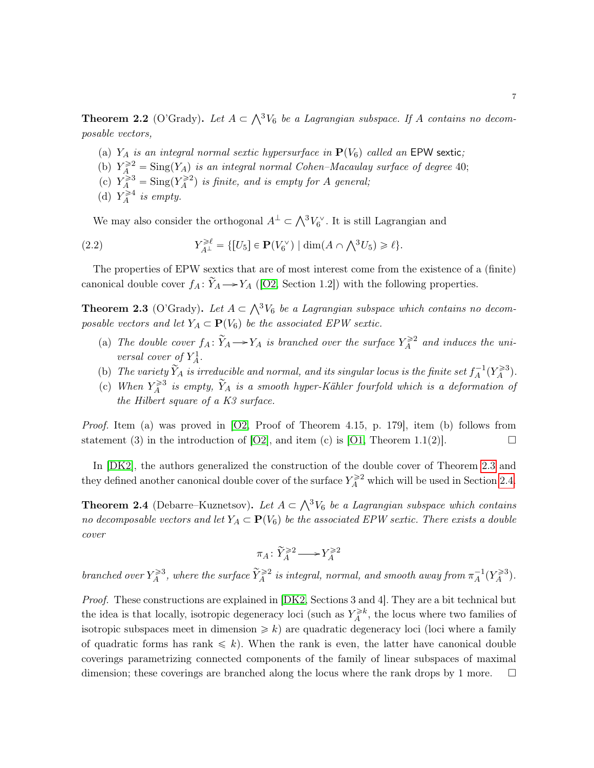**Theorem 2.2** (O'Grady)**.** *Let $A \subset \bigwedge^3 V_6$ be a Lagrangian subspace. If $A$ contains no decomposable vectors,*

(a) *$Y_A$ is an integral normal sextic hypersurface in $\mathbf{P}(V_6)$ called an* EPW sextic*;*
(b) *$Y_A^{\geqslant 2} = \mathrm{Sing}(Y_A)$ is an integral normal Cohen–Macaulay surface of degree* 40;
(c) *$Y_A^{\geqslant 3} = \mathrm{Sing}(Y_A^{\geqslant 2})$ is finite, and is empty for $A$ general;*
(d) *$Y_A^{\geqslant 4}$ is empty.*

We may also consider the orthogonal $A^\perp \subset \bigwedge^3 V_6^\vee$. It is still Lagrangian and

$$Y_{A^\perp}^{\geqslant \ell} = \{[U_5] \in \mathbf{P}(V_6^\vee) \mid \dim(A \cap \textstyle\bigwedge^3 U_5) \geqslant \ell\}. \tag{2.2}$$

The properties of EPW sextics that are of most interest come from the existence of a (finite) canonical double cover $f_A \colon \widetilde{Y}_A \longrightarrow Y_A$ ([O2, Section 1.2]) with the following properties.

**Theorem 2.3** (O'Grady)**.** *Let $A \subset \bigwedge^3 V_6$ be a Lagrangian subspace which contains no decomposable vectors and let $Y_A \subset \mathbf{P}(V_6)$ be the associated EPW sextic.*

(a) *The double cover $f_A \colon \widetilde{Y}_A \longrightarrow Y_A$ is branched over the surface $Y_A^{\geqslant 2}$ and induces the universal cover of $Y_A^1$.*
(b) *The variety $\widetilde{Y}_A$ is irreducible and normal, and its singular locus is the finite set $f_A^{-1}(Y_A^{\geqslant 3})$.*
(c) *When $Y_A^{\geqslant 3}$ is empty, $\widetilde{Y}_A$ is a smooth hyper-Kähler fourfold which is a deformation of the Hilbert square of a K3 surface.*

*Proof.* Item (a) was proved in [O2, Proof of Theorem 4.15, p. 179], item (b) follows from statement (3) in the introduction of [O2], and item (c) is [O1, Theorem 1.1(2)]. □

In [DK2], the authors generalized the construction of the double cover of Theorem 2.3 and they defined another canonical double cover of the surface $Y_A^{\geqslant 2}$ which will be used in Section 2.4.

**Theorem 2.4** (Debarre–Kuznetsov)**.** *Let $A \subset \bigwedge^3 V_6$ be a Lagrangian subspace which contains no decomposable vectors and let $Y_A \subset \mathbf{P}(V_6)$ be the associated EPW sextic. There exists a double cover*

$$\pi_A \colon \widetilde{Y}_A^{\geqslant 2} \longrightarrow Y_A^{\geqslant 2}$$

*branched over $Y_A^{\geqslant 3}$, where the surface $\widetilde{Y}_A^{\geqslant 2}$ is integral, normal, and smooth away from $\pi_A^{-1}(Y_A^{\geqslant 3})$.*

*Proof.* These constructions are explained in [DK2, Sections 3 and 4]. They are a bit technical but the idea is that locally, isotropic degeneracy loci (such as $Y_A^{\geqslant k}$, the locus where two families of isotropic subspaces meet in dimension $\geqslant k$) are quadratic degeneracy loci (loci where a family of quadratic forms has rank $\leqslant k$). When the rank is even, the latter have canonical double coverings parametrizing connected components of the family of linear subspaces of maximal dimension; these coverings are branched along the locus where the rank drops by 1 more. □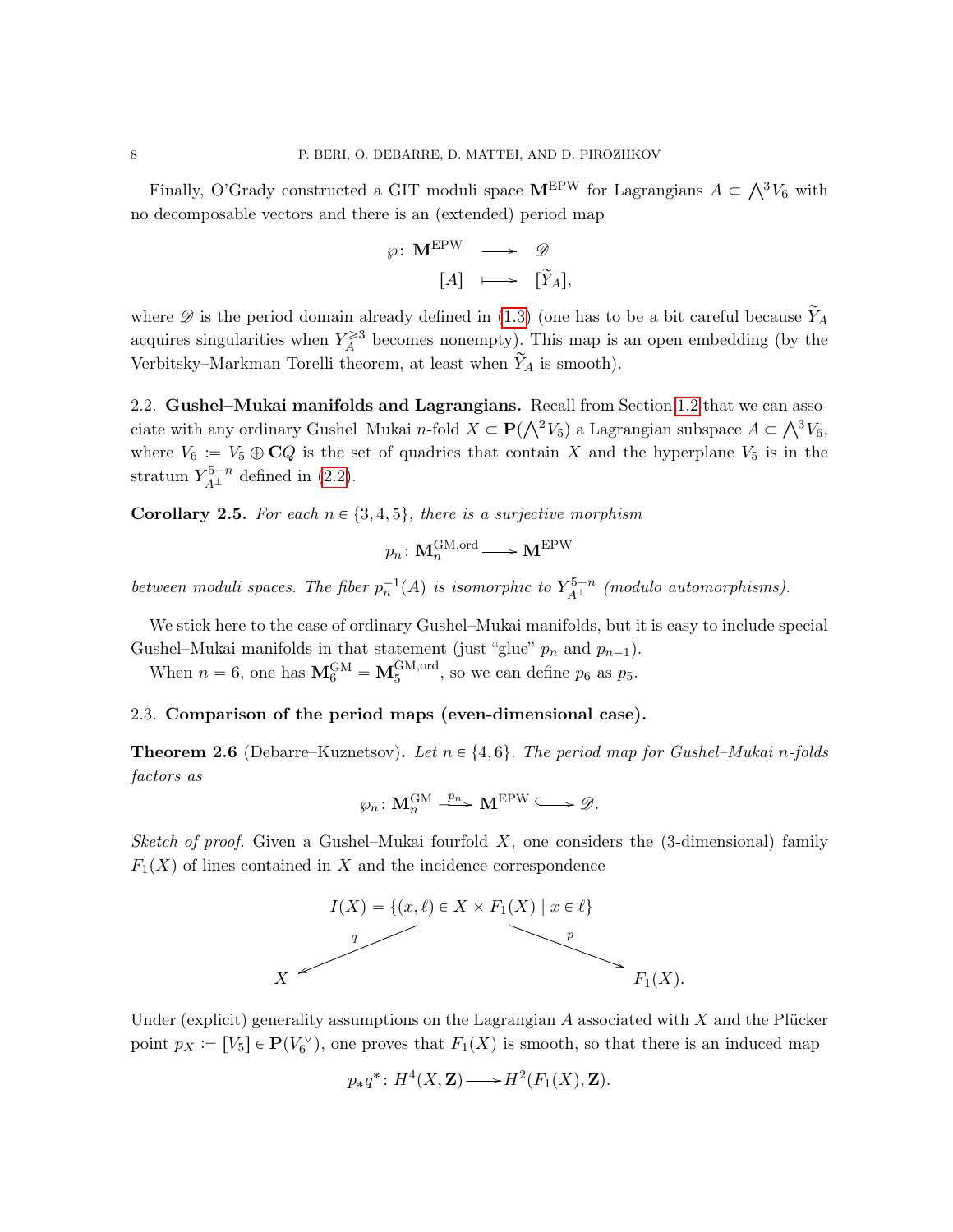Finally, O'Grady constructed a GIT moduli space $\mathbf{M}^{\mathrm{EPW}}$ for Lagrangians $A \subset \bigwedge^3 V_6$ with no decomposable vectors and there is an (extended) period map

$$\begin{array}{rccc} \wp\colon & \mathbf{M}^{\mathrm{EPW}} & \longrightarrow & \mathscr{D} \\ & [A] & \longmapsto & [\widetilde{Y}_A], \end{array}$$

where $\mathscr{D}$ is the period domain already defined in (1.3) (one has to be a bit careful because $\widetilde{Y}_A$ acquires singularities when $Y_A^{\geqslant 3}$ becomes nonempty). This map is an open embedding (by the Verbitsky–Markman Torelli theorem, at least when $\widetilde{Y}_A$ is smooth).

## 2.2. Gushel–Mukai manifolds and Lagrangians.

Recall from Section 1.2 that we can associate with any ordinary Gushel–Mukai $n$-fold $X \subset \mathbf{P}(\bigwedge^2 V_5)$ a Lagrangian subspace $A \subset \bigwedge^3 V_6$, where $V_6 := V_5 \oplus \mathbf{C}Q$ is the set of quadrics that contain $X$ and the hyperplane $V_5$ is in the stratum $Y_{A^\perp}^{5-n}$ defined in (2.2).

**Corollary 2.5.** *For each $n \in \{3,4,5\}$, there is a surjective morphism*

$$p_n\colon \mathbf{M}_n^{\mathrm{GM,ord}} \longrightarrow \mathbf{M}^{\mathrm{EPW}}$$

*between moduli spaces. The fiber $p_n^{-1}(A)$ is isomorphic to $Y_{A^\perp}^{5-n}$ (modulo automorphisms).*

We stick here to the case of ordinary Gushel–Mukai manifolds, but it is easy to include special Gushel–Mukai manifolds in that statement (just "glue" $p_n$ and $p_{n-1}$).

When $n = 6$, one has $\mathbf{M}_6^{\mathrm{GM}} = \mathbf{M}_5^{\mathrm{GM,ord}}$, so we can define $p_6$ as $p_5$.

## 2.3. Comparison of the period maps (even-dimensional case).

**Theorem 2.6** (Debarre–Kuznetsov)**.** *Let $n \in \{4,6\}$. The period map for Gushel–Mukai $n$-folds factors as*

$$\wp_n\colon \mathbf{M}_n^{\mathrm{GM}} \xrightarrow{\ p_n\ } \mathbf{M}^{\mathrm{EPW}} \hookrightarrow \mathscr{D}.$$

*Sketch of proof.* Given a Gushel–Mukai fourfold $X$, one considers the (3-dimensional) family $F_1(X)$ of lines contained in $X$ and the incidence correspondence

$$\begin{array}{ccc} & I(X) = \{(x,\ell) \in X \times F_1(X) \mid x \in \ell\} & \\ {\scriptstyle q}\swarrow & & \searrow{\scriptstyle p} \\ X & & F_1(X). \end{array}$$

Under (explicit) generality assumptions on the Lagrangian $A$ associated with $X$ and the Plücker point $p_X := [V_5] \in \mathbf{P}(V_6^\vee)$, one proves that $F_1(X)$ is smooth, so that there is an induced map

$$p_*q^*\colon H^4(X,\mathbf{Z}) \longrightarrow H^2(F_1(X),\mathbf{Z}).$$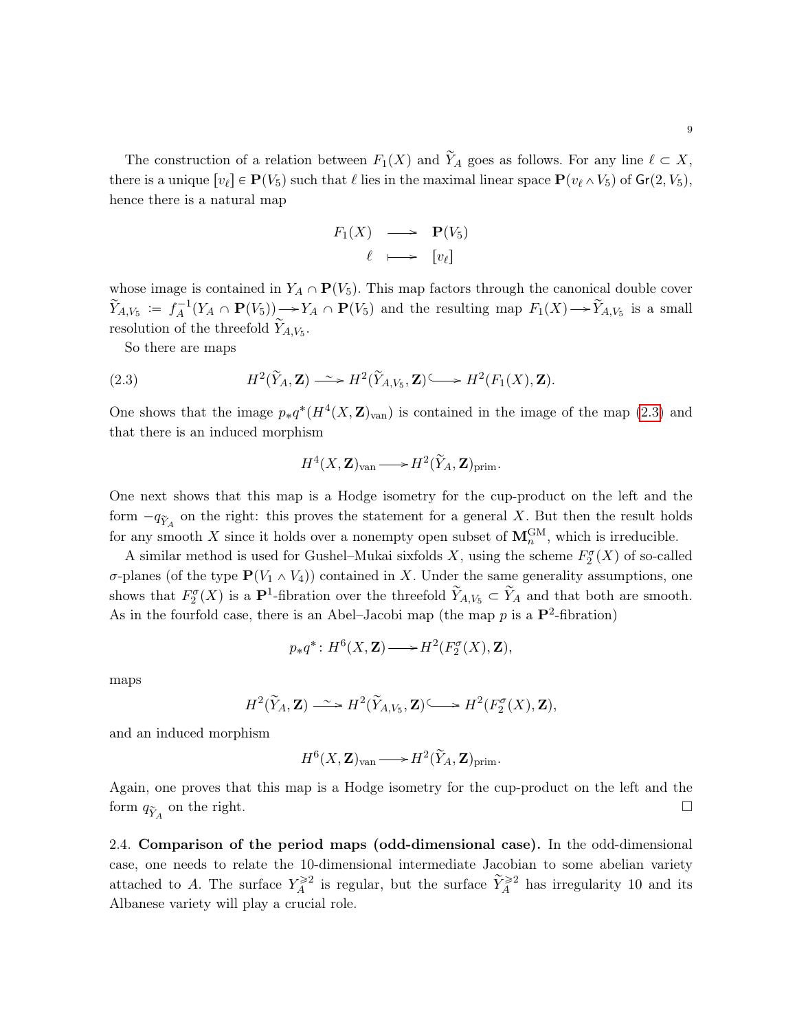The construction of a relation between $F_1(X)$ and $\widetilde{Y}_A$ goes as follows. For any line $\ell \subset X$, there is a unique $[v_\ell] \in \mathbf{P}(V_5)$ such that $\ell$ lies in the maximal linear space $\mathbf{P}(v_\ell \wedge V_5)$ of $\mathsf{Gr}(2, V_5)$, hence there is a natural map

$$\begin{array}{ccc} F_1(X) & \longrightarrow & \mathbf{P}(V_5) \\ \ell & \longmapsto & [v_\ell] \end{array}$$

whose image is contained in $Y_A \cap \mathbf{P}(V_5)$. This map factors through the canonical double cover $\widetilde{Y}_{A,V_5} := f_A^{-1}(Y_A \cap \mathbf{P}(V_5)) \longrightarrow Y_A \cap \mathbf{P}(V_5)$ and the resulting map $F_1(X) \longrightarrow \widetilde{Y}_{A,V_5}$ is a small resolution of the threefold $\widetilde{Y}_{A,V_5}$.

So there are maps

$$H^2(\widetilde{Y}_A, \mathbf{Z}) \xrightarrow{\ \sim\ } H^2(\widetilde{Y}_{A,V_5}, \mathbf{Z}) \hookrightarrow H^2(F_1(X), \mathbf{Z}). \tag{2.3}$$

One shows that the image $p_*q^*(H^4(X, \mathbf{Z})_{\mathrm{van}})$ is contained in the image of the map (2.3) and that there is an induced morphism

$$H^4(X, \mathbf{Z})_{\mathrm{van}} \longrightarrow H^2(\widetilde{Y}_A, \mathbf{Z})_{\mathrm{prim}}.$$

One next shows that this map is a Hodge isometry for the cup-product on the left and the form $-q_{\widetilde{Y}_A}$ on the right: this proves the statement for a general $X$. But then the result holds for any smooth $X$ since it holds over a nonempty open subset of $\mathbf{M}_n^{\mathrm{GM}}$, which is irreducible.

A similar method is used for Gushel–Mukai sixfolds $X$, using the scheme $F_2^\sigma(X)$ of so-called $\sigma$-planes (of the type $\mathbf{P}(V_1 \wedge V_4)$) contained in $X$. Under the same generality assumptions, one shows that $F_2^\sigma(X)$ is a $\mathbf{P}^1$-fibration over the threefold $\widetilde{Y}_{A,V_5} \subset \widetilde{Y}_A$ and that both are smooth. As in the fourfold case, there is an Abel–Jacobi map (the map $p$ is a $\mathbf{P}^2$-fibration)

$$p_*q^* \colon H^6(X, \mathbf{Z}) \longrightarrow H^2(F_2^\sigma(X), \mathbf{Z}),$$

maps

$$H^2(\widetilde{Y}_A, \mathbf{Z}) \xrightarrow{\ \sim\ } H^2(\widetilde{Y}_{A,V_5}, \mathbf{Z}) \hookrightarrow H^2(F_2^\sigma(X), \mathbf{Z}),$$

and an induced morphism

$$H^6(X, \mathbf{Z})_{\mathrm{van}} \longrightarrow H^2(\widetilde{Y}_A, \mathbf{Z})_{\mathrm{prim}}.$$

Again, one proves that this map is a Hodge isometry for the cup-product on the left and the form $q_{\widetilde{Y}_A}$ on the right. $\square$

2.4. **Comparison of the period maps (odd-dimensional case).** In the odd-dimensional case, one needs to relate the 10-dimensional intermediate Jacobian to some abelian variety attached to $A$. The surface $Y_A^{\geqslant 2}$ is regular, but the surface $\widetilde{Y}_A^{\geqslant 2}$ has irregularity 10 and its Albanese variety will play a crucial role.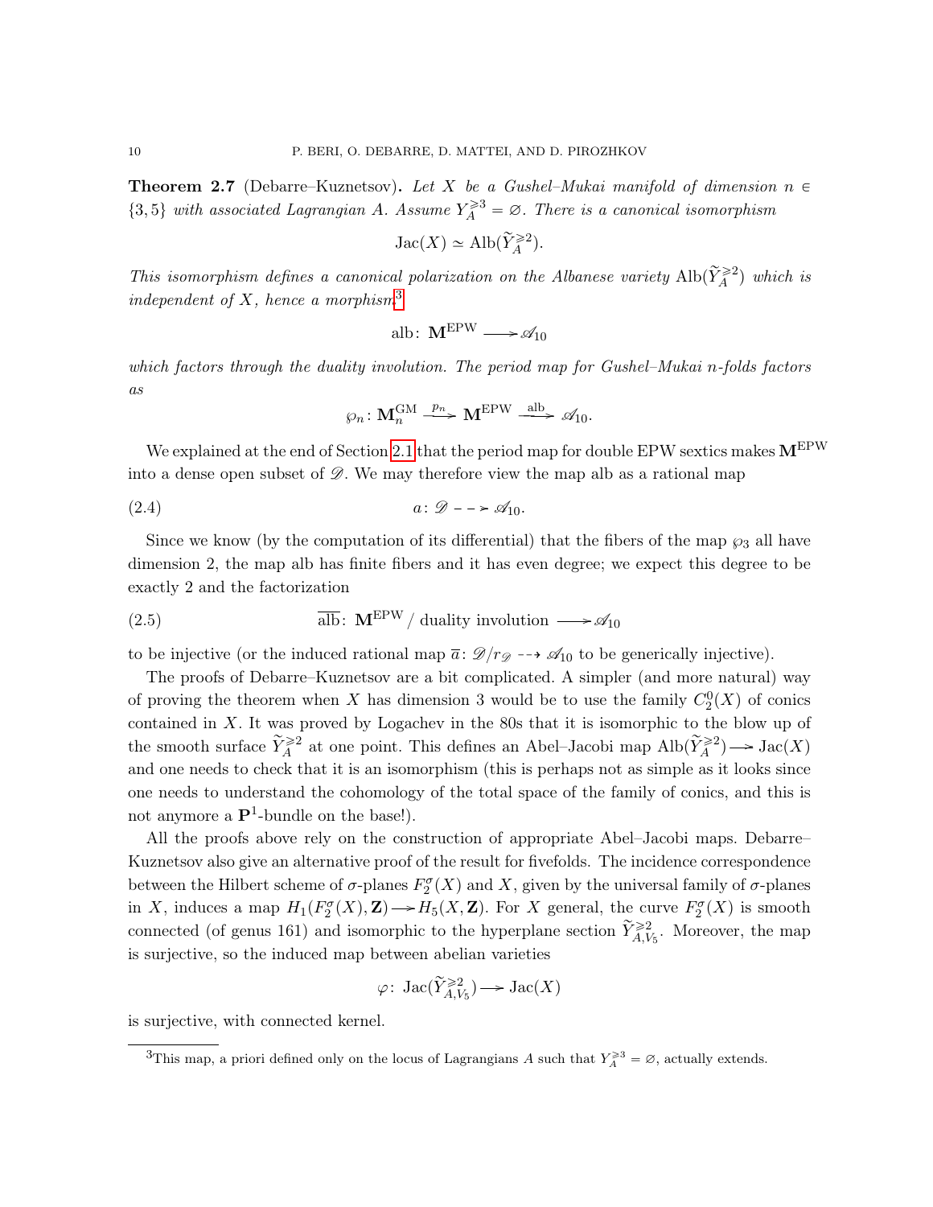**Theorem 2.7** (Debarre–Kuznetsov)**.** *Let $X$ be a Gushel–Mukai manifold of dimension $n \in \{3,5\}$ with associated Lagrangian $A$. Assume $Y_A^{\geqslant 3} = \varnothing$. There is a canonical isomorphism*

$$\mathrm{Jac}(X) \simeq \mathrm{Alb}(\widetilde{Y}_A^{\geqslant 2}).$$

*This isomorphism defines a canonical polarization on the Albanese variety $\mathrm{Alb}(\widetilde{Y}_A^{\geqslant 2})$ which is independent of $X$, hence a morphism*[3]

$$\mathrm{alb}\colon \mathbf{M}^{\mathrm{EPW}} \longrightarrow \mathscr{A}_{10}$$

*which factors through the duality involution. The period map for Gushel–Mukai $n$-folds factors as*

$$\wp_n\colon \mathbf{M}_n^{\mathrm{GM}} \xrightarrow{\ p_n\ } \mathbf{M}^{\mathrm{EPW}} \xrightarrow{\ \mathrm{alb}\ } \mathscr{A}_{10}.$$

We explained at the end of Section 2.1 that the period map for double EPW sextics makes $\mathbf{M}^{\mathrm{EPW}}$ into a dense open subset of $\mathscr{D}$. We may therefore view the map alb as a rational map

$$a\colon \mathscr{D} \dashrightarrow \mathscr{A}_{10}. \tag{2.4}$$

Since we know (by the computation of its differential) that the fibers of the map $\wp_3$ all have dimension 2, the map alb has finite fibers and it has even degree; we expect this degree to be exactly 2 and the factorization

$$\overline{\mathrm{alb}}\colon \mathbf{M}^{\mathrm{EPW}} /\ \text{duality involution} \longrightarrow \mathscr{A}_{10} \tag{2.5}$$

to be injective (or the induced rational map $\overline{a}\colon \mathscr{D}/r_{\mathscr{D}} \dashrightarrow \mathscr{A}_{10}$ to be generically injective).

The proofs of Debarre–Kuznetsov are a bit complicated. A simpler (and more natural) way of proving the theorem when $X$ has dimension 3 would be to use the family $C_2^0(X)$ of conics contained in $X$. It was proved by Logachev in the 80s that it is isomorphic to the blow up of the smooth surface $\widetilde{Y}_A^{\geqslant 2}$ at one point. This defines an Abel–Jacobi map $\mathrm{Alb}(\widetilde{Y}_A^{\geqslant 2}) \longrightarrow \mathrm{Jac}(X)$ and one needs to check that it is an isomorphism (this is perhaps not as simple as it looks since one needs to understand the cohomology of the total space of the family of conics, and this is not anymore a $\mathbf{P}^1$-bundle on the base!).

All the proofs above rely on the construction of appropriate Abel–Jacobi maps. Debarre–Kuznetsov also give an alternative proof of the result for fivefolds. The incidence correspondence between the Hilbert scheme of $\sigma$-planes $F_2^\sigma(X)$ and $X$, given by the universal family of $\sigma$-planes in $X$, induces a map $H_1(F_2^\sigma(X), \mathbf{Z}) \longrightarrow H_5(X, \mathbf{Z})$. For $X$ general, the curve $F_2^\sigma(X)$ is smooth connected (of genus 161) and isomorphic to the hyperplane section $\widetilde{Y}_{A,V_5}^{\geqslant 2}$. Moreover, the map is surjective, so the induced map between abelian varieties

$$\varphi\colon \mathrm{Jac}(\widetilde{Y}_{A,V_5}^{\geqslant 2}) \longrightarrow \mathrm{Jac}(X)$$

is surjective, with connected kernel.

---

[3] This map, a priori defined only on the locus of Lagrangians $A$ such that $Y_A^{\geqslant 3} = \varnothing$, actually extends.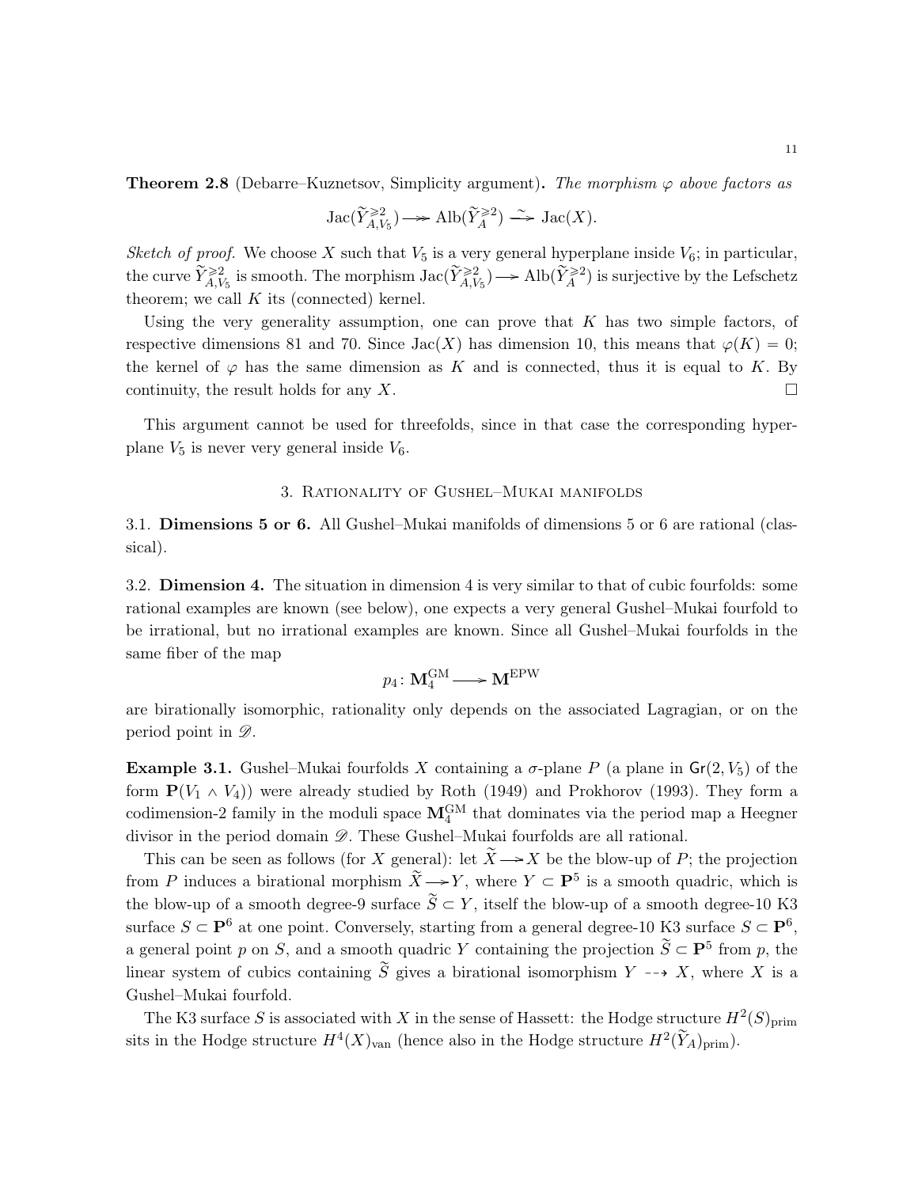**Theorem 2.8** (Debarre–Kuznetsov, Simplicity argument)**.** *The morphism $\varphi$ above factors as*

$$\operatorname{Jac}(\widetilde{Y}^{\geqslant 2}_{A,V_5}) \twoheadrightarrow \operatorname{Alb}(\widetilde{Y}^{\geqslant 2}_{A}) \xrightarrow{\sim} \operatorname{Jac}(X).$$

*Sketch of proof.* We choose $X$ such that $V_5$ is a very general hyperplane inside $V_6$; in particular, the curve $\widetilde{Y}^{\geqslant 2}_{A,V_5}$ is smooth. The morphism $\operatorname{Jac}(\widetilde{Y}^{\geqslant 2}_{A,V_5}) \to \operatorname{Alb}(\widetilde{Y}^{\geqslant 2}_{A})$ is surjective by the Lefschetz theorem; we call $K$ its (connected) kernel.

Using the very generality assumption, one can prove that $K$ has two simple factors, of respective dimensions 81 and 70. Since $\operatorname{Jac}(X)$ has dimension 10, this means that $\varphi(K) = 0$; the kernel of $\varphi$ has the same dimension as $K$ and is connected, thus it is equal to $K$. By continuity, the result holds for any $X$. $\square$

This argument cannot be used for threefolds, since in that case the corresponding hyperplane $V_5$ is never very general inside $V_6$.

## 3. Rationality of Gushel–Mukai manifolds

3.1. **Dimensions 5 or 6.** All Gushel–Mukai manifolds of dimensions 5 or 6 are rational (classical).

3.2. **Dimension 4.** The situation in dimension 4 is very similar to that of cubic fourfolds: some rational examples are known (see below), one expects a very general Gushel–Mukai fourfold to be irrational, but no irrational examples are known. Since all Gushel–Mukai fourfolds in the same fiber of the map

$$p_4\colon \mathbf{M}_4^{\mathrm{GM}} \longrightarrow \mathbf{M}^{\mathrm{EPW}}$$

are birationally isomorphic, rationality only depends on the associated Lagragian, or on the period point in $\mathscr{D}$.

**Example 3.1.** Gushel–Mukai fourfolds $X$ containing a $\sigma$-plane $P$ (a plane in $\mathsf{Gr}(2, V_5)$ of the form $\mathbf{P}(V_1 \wedge V_4)$) were already studied by Roth (1949) and Prokhorov (1993). They form a codimension-2 family in the moduli space $\mathbf{M}_4^{\mathrm{GM}}$ that dominates via the period map a Heegner divisor in the period domain $\mathscr{D}$. These Gushel–Mukai fourfolds are all rational.

This can be seen as follows (for $X$ general): let $\widetilde{X} \to X$ be the blow-up of $P$; the projection from $P$ induces a birational morphism $\widetilde{X} \to Y$, where $Y \subset \mathbf{P}^5$ is a smooth quadric, which is the blow-up of a smooth degree-9 surface $\widetilde{S} \subset Y$, itself the blow-up of a smooth degree-10 K3 surface $S \subset \mathbf{P}^6$ at one point. Conversely, starting from a general degree-10 K3 surface $S \subset \mathbf{P}^6$, a general point $p$ on $S$, and a smooth quadric $Y$ containing the projection $\widetilde{S} \subset \mathbf{P}^5$ from $p$, the linear system of cubics containing $\widetilde{S}$ gives a birational isomorphism $Y \dashrightarrow X$, where $X$ is a Gushel–Mukai fourfold.

The K3 surface $S$ is associated with $X$ in the sense of Hassett: the Hodge structure $H^2(S)_{\mathrm{prim}}$ sits in the Hodge structure $H^4(X)_{\mathrm{van}}$ (hence also in the Hodge structure $H^2(\widetilde{Y}_A)_{\mathrm{prim}}$).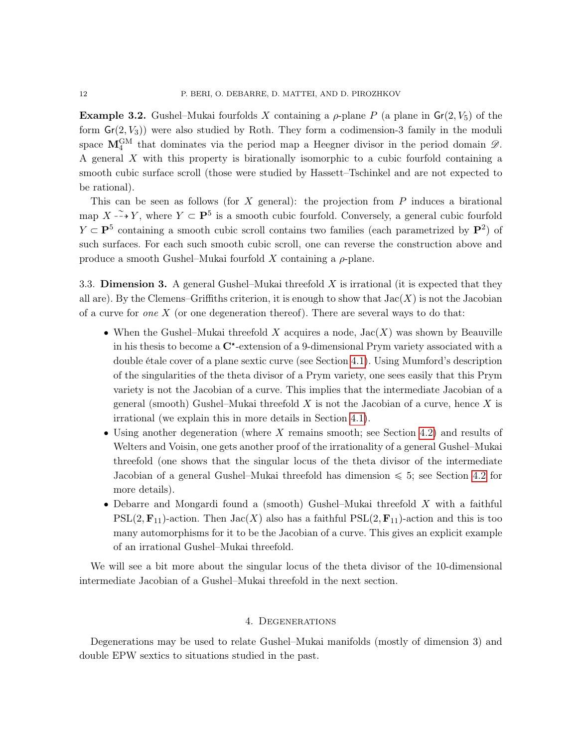**Example 3.2.** Gushel–Mukai fourfolds $X$ containing a $\rho$-plane $P$ (a plane in $\mathsf{Gr}(2, V_5)$ of the form $\mathsf{Gr}(2, V_3)$) were also studied by Roth. They form a codimension-3 family in the moduli space $\mathbf{M}_4^{\mathrm{GM}}$ that dominates via the period map a Heegner divisor in the period domain $\mathscr{D}$. A general $X$ with this property is birationally isomorphic to a cubic fourfold containing a smooth cubic surface scroll (those were studied by Hassett–Tschinkel and are not expected to be rational).

This can be seen as follows (for $X$ general): the projection from $P$ induces a birational map $X \overset{\sim}{\dashrightarrow} Y$, where $Y \subset \mathbf{P}^5$ is a smooth cubic fourfold. Conversely, a general cubic fourfold $Y \subset \mathbf{P}^5$ containing a smooth cubic scroll contains two families (each parametrized by $\mathbf{P}^2$) of such surfaces. For each such smooth cubic scroll, one can reverse the construction above and produce a smooth Gushel–Mukai fourfold $X$ containing a $\rho$-plane.

3.3. **Dimension 3.** A general Gushel–Mukai threefold $X$ is irrational (it is expected that they all are). By the Clemens–Griffiths criterion, it is enough to show that $\mathrm{Jac}(X)$ is not the Jacobian of a curve for *one* $X$ (or one degeneration thereof). There are several ways to do that:

- When the Gushel–Mukai threefold $X$ acquires a node, $\mathrm{Jac}(X)$ was shown by Beauville in his thesis to become a $\mathbf{C}^\star$-extension of a 9-dimensional Prym variety associated with a double étale cover of a plane sextic curve (see Section 4.1). Using Mumford's description of the singularities of the theta divisor of a Prym variety, one sees easily that this Prym variety is not the Jacobian of a curve. This implies that the intermediate Jacobian of a general (smooth) Gushel–Mukai threefold $X$ is not the Jacobian of a curve, hence $X$ is irrational (we explain this in more details in Section 4.1).
- Using another degeneration (where $X$ remains smooth; see Section 4.2) and results of Welters and Voisin, one gets another proof of the irrationality of a general Gushel–Mukai threefold (one shows that the singular locus of the theta divisor of the intermediate Jacobian of a general Gushel–Mukai threefold has dimension $\leqslant 5$; see Section 4.2 for more details).
- Debarre and Mongardi found a (smooth) Gushel–Mukai threefold $X$ with a faithful $\mathrm{PSL}(2, \mathbf{F}_{11})$-action. Then $\mathrm{Jac}(X)$ also has a faithful $\mathrm{PSL}(2, \mathbf{F}_{11})$-action and this is too many automorphisms for it to be the Jacobian of a curve. This gives an explicit example of an irrational Gushel–Mukai threefold.

We will see a bit more about the singular locus of the theta divisor of the 10-dimensional intermediate Jacobian of a Gushel–Mukai threefold in the next section.

## 4. Degenerations

Degenerations may be used to relate Gushel–Mukai manifolds (mostly of dimension 3) and double EPW sextics to situations studied in the past.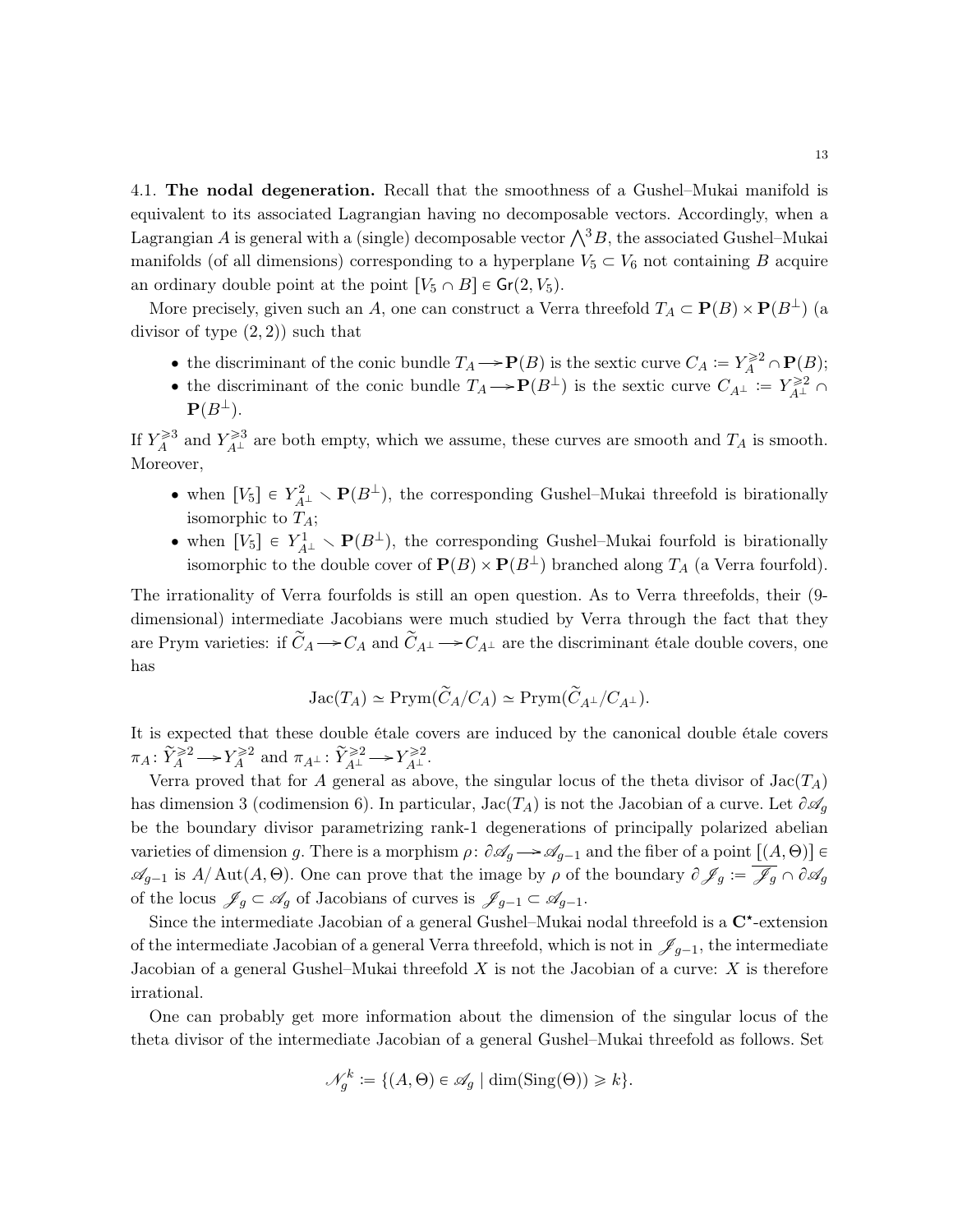4.1. **The nodal degeneration.** Recall that the smoothness of a Gushel–Mukai manifold is equivalent to its associated Lagrangian having no decomposable vectors. Accordingly, when a Lagrangian $A$ is general with a (single) decomposable vector $\bigwedge^3 B$, the associated Gushel–Mukai manifolds (of all dimensions) corresponding to a hyperplane $V_5 \subset V_6$ not containing $B$ acquire an ordinary double point at the point $[V_5 \cap B] \in \mathsf{Gr}(2, V_5)$.

More precisely, given such an $A$, one can construct a Verra threefold $T_A \subset \mathbf{P}(B) \times \mathbf{P}(B^\perp)$ (a divisor of type $(2,2)$) such that

- the discriminant of the conic bundle $T_A \twoheadrightarrow \mathbf{P}(B)$ is the sextic curve $C_A := Y_A^{\geqslant 2} \cap \mathbf{P}(B)$;
- the discriminant of the conic bundle $T_A \twoheadrightarrow \mathbf{P}(B^\perp)$ is the sextic curve $C_{A^\perp} := Y_{A^\perp}^{\geqslant 2} \cap \mathbf{P}(B^\perp)$.

If $Y_A^{\geqslant 3}$ and $Y_{A^\perp}^{\geqslant 3}$ are both empty, which we assume, these curves are smooth and $T_A$ is smooth. Moreover,

- when $[V_5] \in Y_{A^\perp}^2 \smallsetminus \mathbf{P}(B^\perp)$, the corresponding Gushel–Mukai threefold is birationally isomorphic to $T_A$;
- when $[V_5] \in Y_{A^\perp}^1 \smallsetminus \mathbf{P}(B^\perp)$, the corresponding Gushel–Mukai fourfold is birationally isomorphic to the double cover of $\mathbf{P}(B) \times \mathbf{P}(B^\perp)$ branched along $T_A$ (a Verra fourfold).

The irrationality of Verra fourfolds is still an open question. As to Verra threefolds, their (9-dimensional) intermediate Jacobians were much studied by Verra through the fact that they are Prym varieties: if $\widetilde{C}_A \twoheadrightarrow C_A$ and $\widetilde{C}_{A^\perp} \twoheadrightarrow C_{A^\perp}$ are the discriminant étale double covers, one has

$$\mathrm{Jac}(T_A) \simeq \mathrm{Prym}(\widetilde{C}_A/C_A) \simeq \mathrm{Prym}(\widetilde{C}_{A^\perp}/C_{A^\perp}).$$

It is expected that these double étale covers are induced by the canonical double étale covers $\pi_A \colon \widetilde{Y}_A^{\geqslant 2} \twoheadrightarrow Y_A^{\geqslant 2}$ and $\pi_{A^\perp} \colon \widetilde{Y}_{A^\perp}^{\geqslant 2} \twoheadrightarrow Y_{A^\perp}^{\geqslant 2}$.

Verra proved that for $A$ general as above, the singular locus of the theta divisor of $\mathrm{Jac}(T_A)$ has dimension 3 (codimension 6). In particular, $\mathrm{Jac}(T_A)$ is not the Jacobian of a curve. Let $\partial\mathscr{A}_g$ be the boundary divisor parametrizing rank-1 degenerations of principally polarized abelian varieties of dimension $g$. There is a morphism $\rho \colon \partial\mathscr{A}_g \twoheadrightarrow \mathscr{A}_{g-1}$ and the fiber of a point $[(A,\Theta)] \in \mathscr{A}_{g-1}$ is $A/\operatorname{Aut}(A,\Theta)$. One can prove that the image by $\rho$ of the boundary $\partial\mathscr{J}_g := \overline{\mathscr{J}_g} \cap \partial\mathscr{A}_g$ of the locus $\mathscr{J}_g \subset \mathscr{A}_g$ of Jacobians of curves is $\mathscr{J}_{g-1} \subset \mathscr{A}_{g-1}$.

Since the intermediate Jacobian of a general Gushel–Mukai nodal threefold is a $\mathbf{C}^\star$-extension of the intermediate Jacobian of a general Verra threefold, which is not in $\mathscr{J}_{g-1}$, the intermediate Jacobian of a general Gushel–Mukai threefold $X$ is not the Jacobian of a curve: $X$ is therefore irrational.

One can probably get more information about the dimension of the singular locus of the theta divisor of the intermediate Jacobian of a general Gushel–Mukai threefold as follows. Set

$$\mathscr{N}_g^k := \{(A,\Theta) \in \mathscr{A}_g \mid \dim(\mathrm{Sing}(\Theta)) \geqslant k\}.$$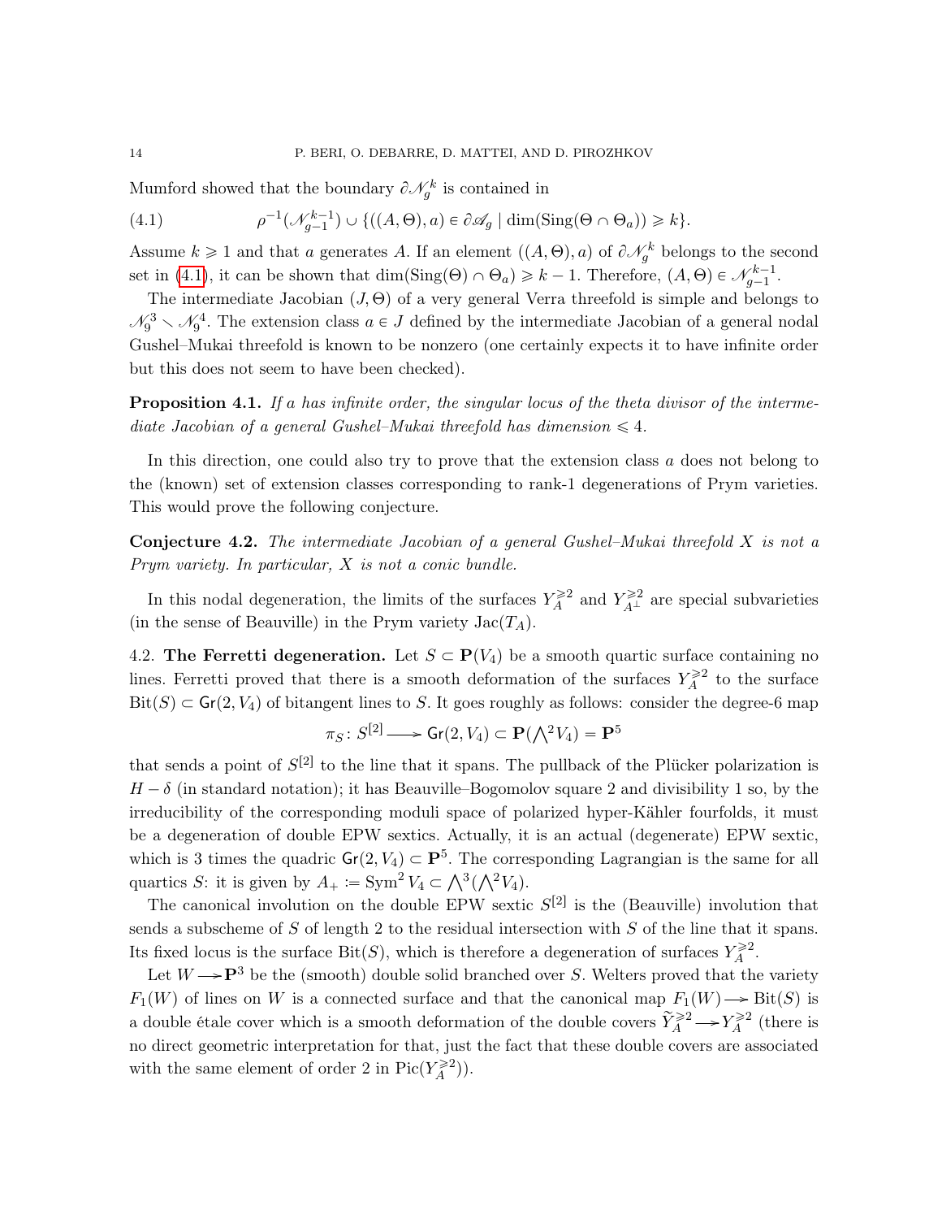Mumford showed that the boundary $\partial\mathscr{N}_g^k$ is contained in

$$\rho^{-1}(\mathscr{N}_{g-1}^{k-1}) \cup \{((A,\Theta),a) \in \partial\mathscr{A}_g \mid \dim(\mathrm{Sing}(\Theta \cap \Theta_a)) \geqslant k\}. \tag{4.1}$$

Assume $k \geqslant 1$ and that $a$ generates $A$. If an element $((A,\Theta),a)$ of $\partial\mathscr{N}_g^k$ belongs to the second set in (4.1), it can be shown that $\dim(\mathrm{Sing}(\Theta) \cap \Theta_a) \geqslant k-1$. Therefore, $(A,\Theta) \in \mathscr{N}_{g-1}^{k-1}$.

The intermediate Jacobian $(J,\Theta)$ of a very general Verra threefold is simple and belongs to $\mathscr{N}_9^3 \smallsetminus \mathscr{N}_9^4$. The extension class $a \in J$ defined by the intermediate Jacobian of a general nodal Gushel–Mukai threefold is known to be nonzero (one certainly expects it to have infinite order but this does not seem to have been checked).

**Proposition 4.1.** *If $a$ has infinite order, the singular locus of the theta divisor of the intermediate Jacobian of a general Gushel–Mukai threefold has dimension $\leqslant 4$.*

In this direction, one could also try to prove that the extension class $a$ does not belong to the (known) set of extension classes corresponding to rank-1 degenerations of Prym varieties. This would prove the following conjecture.

**Conjecture 4.2.** *The intermediate Jacobian of a general Gushel–Mukai threefold $X$ is not a Prym variety. In particular, $X$ is not a conic bundle.*

In this nodal degeneration, the limits of the surfaces $Y_A^{\geqslant 2}$ and $Y_{A^\perp}^{\geqslant 2}$ are special subvarieties (in the sense of Beauville) in the Prym variety $\mathrm{Jac}(T_A)$.

4.2. **The Ferretti degeneration.** Let $S \subset \mathbf{P}(V_4)$ be a smooth quartic surface containing no lines. Ferretti proved that there is a smooth deformation of the surfaces $Y_A^{\geqslant 2}$ to the surface $\mathrm{Bit}(S) \subset \mathsf{Gr}(2,V_4)$ of bitangent lines to $S$. It goes roughly as follows: consider the degree-6 map

$$\pi_S \colon S^{[2]} \longrightarrow \mathsf{Gr}(2,V_4) \subset \mathbf{P}(\textstyle\bigwedge^2 V_4) = \mathbf{P}^5$$

that sends a point of $S^{[2]}$ to the line that it spans. The pullback of the Plücker polarization is $H - \delta$ (in standard notation); it has Beauville–Bogomolov square 2 and divisibility 1 so, by the irreducibility of the corresponding moduli space of polarized hyper-Kähler fourfolds, it must be a degeneration of double EPW sextics. Actually, it is an actual (degenerate) EPW sextic, which is 3 times the quadric $\mathsf{Gr}(2,V_4) \subset \mathbf{P}^5$. The corresponding Lagrangian is the same for all quartics $S$: it is given by $A_+ := \mathrm{Sym}^2 V_4 \subset \bigwedge^3(\bigwedge^2 V_4)$.

The canonical involution on the double EPW sextic $S^{[2]}$ is the (Beauville) involution that sends a subscheme of $S$ of length 2 to the residual intersection with $S$ of the line that it spans. Its fixed locus is the surface $\mathrm{Bit}(S)$, which is therefore a degeneration of surfaces $Y_A^{\geqslant 2}$.

Let $W \to \mathbf{P}^3$ be the (smooth) double solid branched over $S$. Welters proved that the variety $F_1(W)$ of lines on $W$ is a connected surface and that the canonical map $F_1(W) \to \mathrm{Bit}(S)$ is a double étale cover which is a smooth deformation of the double covers $\widetilde{Y}_A^{\geqslant 2} \to Y_A^{\geqslant 2}$ (there is no direct geometric interpretation for that, just the fact that these double covers are associated with the same element of order 2 in $\mathrm{Pic}(Y_A^{\geqslant 2})$).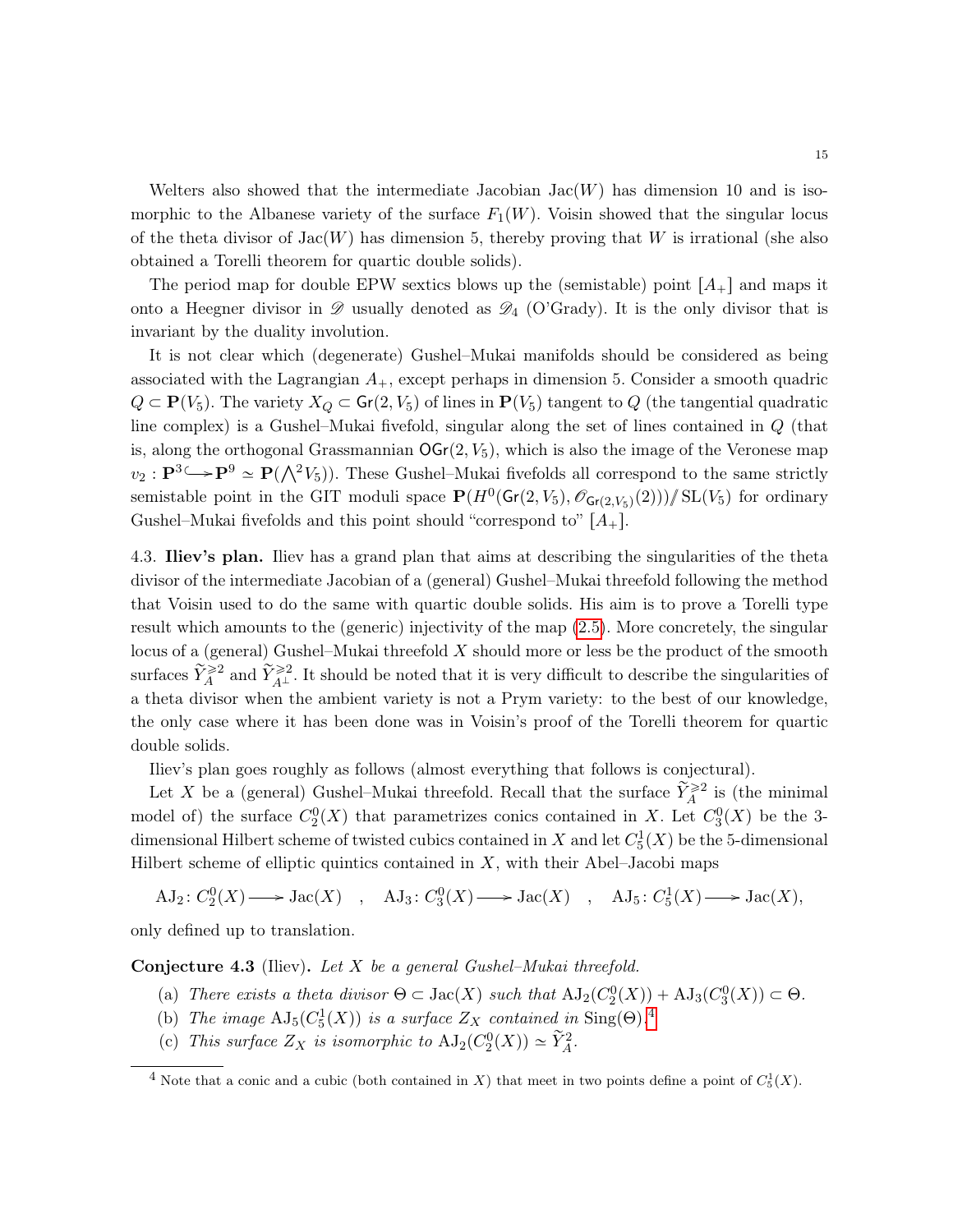Welters also showed that the intermediate Jacobian $\mathrm{Jac}(W)$ has dimension 10 and is isomorphic to the Albanese variety of the surface $F_1(W)$. Voisin showed that the singular locus of the theta divisor of $\mathrm{Jac}(W)$ has dimension 5, thereby proving that $W$ is irrational (she also obtained a Torelli theorem for quartic double solids).

The period map for double EPW sextics blows up the (semistable) point $[A_+]$ and maps it onto a Heegner divisor in $\mathscr{D}$ usually denoted as $\mathscr{D}_4$ (O'Grady). It is the only divisor that is invariant by the duality involution.

It is not clear which (degenerate) Gushel–Mukai manifolds should be considered as being associated with the Lagrangian $A_+$, except perhaps in dimension 5. Consider a smooth quadric $Q \subset \mathbf{P}(V_5)$. The variety $X_Q \subset \mathsf{Gr}(2, V_5)$ of lines in $\mathbf{P}(V_5)$ tangent to $Q$ (the tangential quadratic line complex) is a Gushel–Mukai fivefold, singular along the set of lines contained in $Q$ (that is, along the orthogonal Grassmannian $\mathsf{OGr}(2, V_5)$, which is also the image of the Veronese map $v_2 : \mathbf{P}^3 \hookrightarrow \mathbf{P}^9 \simeq \mathbf{P}(\bigwedge^2 V_5)$). These Gushel–Mukai fivefolds all correspond to the same strictly semistable point in the GIT moduli space $\mathbf{P}(H^0(\mathsf{Gr}(2, V_5), \mathscr{O}_{\mathsf{Gr}(2,V_5)}(2))) /\!\!/ \mathrm{SL}(V_5)$ for ordinary Gushel–Mukai fivefolds and this point should "correspond to" $[A_+]$.

4.3. **Iliev's plan.** Iliev has a grand plan that aims at describing the singularities of the theta divisor of the intermediate Jacobian of a (general) Gushel–Mukai threefold following the method that Voisin used to do the same with quartic double solids. His aim is to prove a Torelli type result which amounts to the (generic) injectivity of the map (2.5). More concretely, the singular locus of a (general) Gushel–Mukai threefold $X$ should more or less be the product of the smooth surfaces $\widetilde{Y}^{\geqslant 2}_A$ and $\widetilde{Y}^{\geqslant 2}_{A^\perp}$. It should be noted that it is very difficult to describe the singularities of a theta divisor when the ambient variety is not a Prym variety: to the best of our knowledge, the only case where it has been done was in Voisin's proof of the Torelli theorem for quartic double solids.

Iliev's plan goes roughly as follows (almost everything that follows is conjectural).

Let $X$ be a (general) Gushel–Mukai threefold. Recall that the surface $\widetilde{Y}^{\geqslant 2}_A$ is (the minimal model of) the surface $C^0_2(X)$ that parametrizes conics contained in $X$. Let $C^0_3(X)$ be the 3-dimensional Hilbert scheme of twisted cubics contained in $X$ and let $C^1_5(X)$ be the 5-dimensional Hilbert scheme of elliptic quintics contained in $X$, with their Abel–Jacobi maps

$$\mathrm{AJ}_2 \colon C^0_2(X) \longrightarrow \mathrm{Jac}(X) \quad , \quad \mathrm{AJ}_3 \colon C^0_3(X) \longrightarrow \mathrm{Jac}(X) \quad , \quad \mathrm{AJ}_5 \colon C^1_5(X) \longrightarrow \mathrm{Jac}(X),$$

only defined up to translation.

**Conjecture 4.3** (Iliev). *Let $X$ be a general Gushel–Mukai threefold.*

- (a) *There exists a theta divisor $\Theta \subset \mathrm{Jac}(X)$ such that $\mathrm{AJ}_2(C^0_2(X)) + \mathrm{AJ}_3(C^0_3(X)) \subset \Theta$.*
- (b) *The image $\mathrm{AJ}_5(C^1_5(X))$ is a surface $Z_X$ contained in $\mathrm{Sing}(\Theta)$.*[4]
- (c) *This surface $Z_X$ is isomorphic to $\mathrm{AJ}_2(C^0_2(X)) \simeq \widetilde{Y}^2_A$.*

[4] Note that a conic and a cubic (both contained in $X$) that meet in two points define a point of $C^1_5(X)$.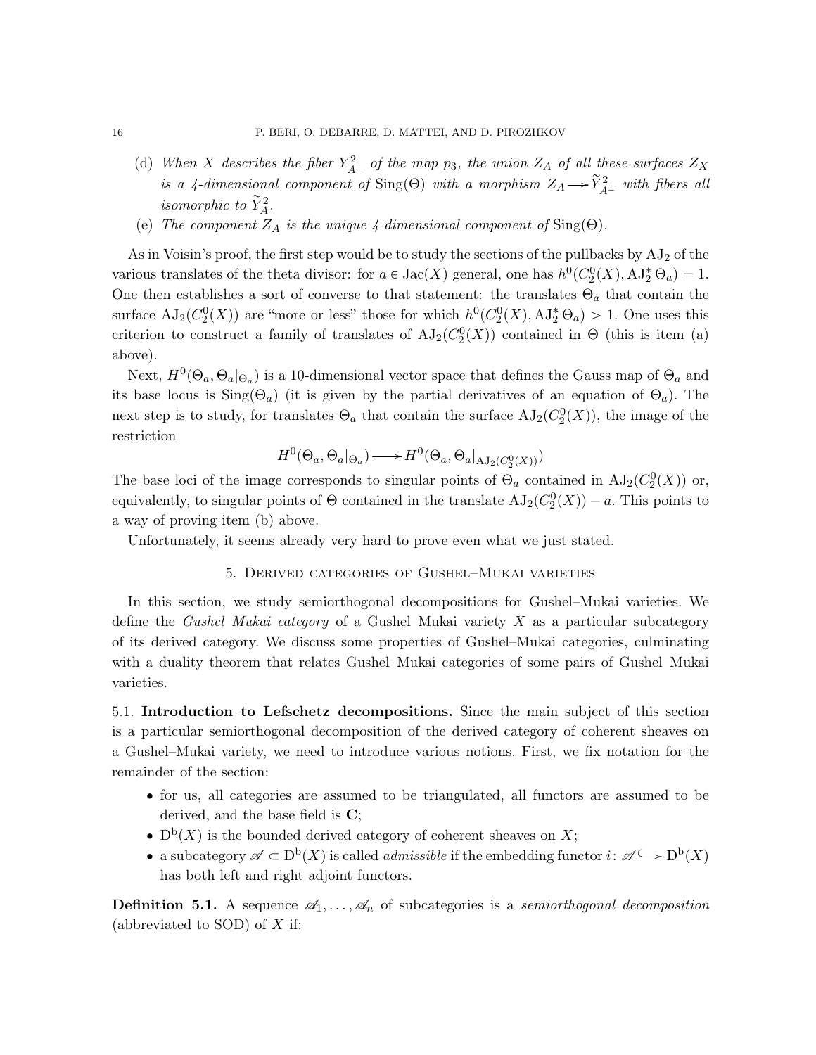(d) *When $X$ describes the fiber $Y^2_{A^\perp}$ of the map $p_3$, the union $Z_A$ of all these surfaces $Z_X$ is a 4-dimensional component of* $\mathrm{Sing}(\Theta)$ *with a morphism* $Z_A \longrightarrow \widetilde{Y}^2_{A^\perp}$ *with fibers all isomorphic to* $\widetilde{Y}^2_A$.

(e) *The component $Z_A$ is the unique 4-dimensional component of* $\mathrm{Sing}(\Theta)$.

As in Voisin's proof, the first step would be to study the sections of the pullbacks by $\mathrm{AJ}_2$ of the various translates of the theta divisor: for $a \in \mathrm{Jac}(X)$ general, one has $h^0(C^0_2(X), \mathrm{AJ}_2^* \Theta_a) = 1$. One then establishes a sort of converse to that statement: the translates $\Theta_a$ that contain the surface $\mathrm{AJ}_2(C^0_2(X))$ are "more or less" those for which $h^0(C^0_2(X), \mathrm{AJ}_2^* \Theta_a) > 1$. One uses this criterion to construct a family of translates of $\mathrm{AJ}_2(C^0_2(X))$ contained in $\Theta$ (this is item (a) above).

Next, $H^0(\Theta_a, \Theta_a|_{\Theta_a})$ is a 10-dimensional vector space that defines the Gauss map of $\Theta_a$ and its base locus is $\mathrm{Sing}(\Theta_a)$ (it is given by the partial derivatives of an equation of $\Theta_a$). The next step is to study, for translates $\Theta_a$ that contain the surface $\mathrm{AJ}_2(C^0_2(X))$, the image of the restriction

$$H^0(\Theta_a, \Theta_a|_{\Theta_a}) \longrightarrow H^0(\Theta_a, \Theta_a|_{\mathrm{AJ}_2(C^0_2(X))})$$

The base loci of the image corresponds to singular points of $\Theta_a$ contained in $\mathrm{AJ}_2(C^0_2(X))$ or, equivalently, to singular points of $\Theta$ contained in the translate $\mathrm{AJ}_2(C^0_2(X)) - a$. This points to a way of proving item (b) above.

Unfortunately, it seems already very hard to prove even what we just stated.

## 5. Derived categories of Gushel–Mukai varieties

In this section, we study semiorthogonal decompositions for Gushel–Mukai varieties. We define the *Gushel–Mukai category* of a Gushel–Mukai variety $X$ as a particular subcategory of its derived category. We discuss some properties of Gushel–Mukai categories, culminating with a duality theorem that relates Gushel–Mukai categories of some pairs of Gushel–Mukai varieties.

**5.1. Introduction to Lefschetz decompositions.** Since the main subject of this section is a particular semiorthogonal decomposition of the derived category of coherent sheaves on a Gushel–Mukai variety, we need to introduce various notions. First, we fix notation for the remainder of the section:

- for us, all categories are assumed to be triangulated, all functors are assumed to be derived, and the base field is $\mathbf{C}$;
- $\mathrm{D^b}(X)$ is the bounded derived category of coherent sheaves on $X$;
- a subcategory $\mathscr{A} \subset \mathrm{D^b}(X)$ is called *admissible* if the embedding functor $i\colon \mathscr{A} \hookrightarrow \mathrm{D^b}(X)$ has both left and right adjoint functors.

**Definition 5.1.** A sequence $\mathscr{A}_1, \ldots, \mathscr{A}_n$ of subcategories is a *semiorthogonal decomposition* (abbreviated to SOD) of $X$ if: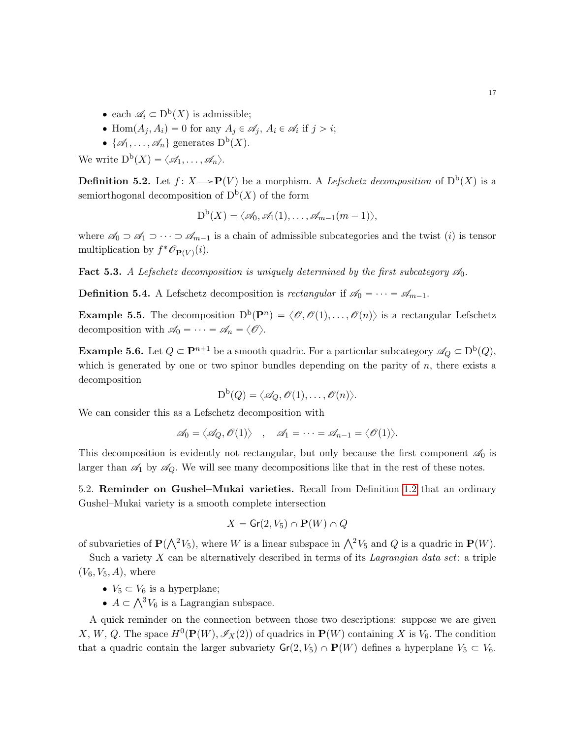- each $\mathscr{A}_i \subset \mathrm{D}^{\mathrm{b}}(X)$ is admissible;
- $\mathrm{Hom}(A_j, A_i) = 0$ for any $A_j \in \mathscr{A}_j$, $A_i \in \mathscr{A}_i$ if $j > i$;
- $\{\mathscr{A}_1, \dots, \mathscr{A}_n\}$ generates $\mathrm{D}^{\mathrm{b}}(X)$.

We write $\mathrm{D}^{\mathrm{b}}(X) = \langle \mathscr{A}_1, \dots, \mathscr{A}_n \rangle$.

**Definition 5.2.** Let $f\colon X \longrightarrow \mathbf{P}(V)$ be a morphism. A *Lefschetz decomposition* of $\mathrm{D}^{\mathrm{b}}(X)$ is a semiorthogonal decomposition of $\mathrm{D}^{\mathrm{b}}(X)$ of the form

$$\mathrm{D}^{\mathrm{b}}(X) = \langle \mathscr{A}_0, \mathscr{A}_1(1), \dots, \mathscr{A}_{m-1}(m-1) \rangle,$$

where $\mathscr{A}_0 \supset \mathscr{A}_1 \supset \dots \supset \mathscr{A}_{m-1}$ is a chain of admissible subcategories and the twist $(i)$ is tensor multiplication by $f^*\mathscr{O}_{\mathbf{P}(V)}(i)$.

**Fact 5.3.** *A Lefschetz decomposition is uniquely determined by the first subcategory $\mathscr{A}_0$.*

**Definition 5.4.** A Lefschetz decomposition is *rectangular* if $\mathscr{A}_0 = \dots = \mathscr{A}_{m-1}$.

**Example 5.5.** The decomposition $\mathrm{D}^{\mathrm{b}}(\mathbf{P}^n) = \langle \mathscr{O}, \mathscr{O}(1), \dots, \mathscr{O}(n) \rangle$ is a rectangular Lefschetz decomposition with $\mathscr{A}_0 = \dots = \mathscr{A}_n = \langle \mathscr{O} \rangle$.

**Example 5.6.** Let $Q \subset \mathbf{P}^{n+1}$ be a smooth quadric. For a particular subcategory $\mathscr{A}_Q \subset \mathrm{D}^{\mathrm{b}}(Q)$, which is generated by one or two spinor bundles depending on the parity of $n$, there exists a decomposition

$$\mathrm{D}^{\mathrm{b}}(Q) = \langle \mathscr{A}_Q, \mathscr{O}(1), \dots, \mathscr{O}(n) \rangle.$$

We can consider this as a Lefschetz decomposition with

$$\mathscr{A}_0 = \langle \mathscr{A}_Q, \mathscr{O}(1) \rangle \quad , \quad \mathscr{A}_1 = \dots = \mathscr{A}_{n-1} = \langle \mathscr{O}(1) \rangle.$$

This decomposition is evidently not rectangular, but only because the first component $\mathscr{A}_0$ is larger than $\mathscr{A}_1$ by $\mathscr{A}_Q$. We will see many decompositions like that in the rest of these notes.

5.2. **Reminder on Gushel–Mukai varieties.** Recall from Definition 1.2 that an ordinary Gushel–Mukai variety is a smooth complete intersection

$$X = \mathsf{Gr}(2, V_5) \cap \mathbf{P}(W) \cap Q$$

of subvarieties of $\mathbf{P}(\bigwedge^2 V_5)$, where $W$ is a linear subspace in $\bigwedge^2 V_5$ and $Q$ is a quadric in $\mathbf{P}(W)$.

Such a variety $X$ can be alternatively described in terms of its *Lagrangian data set*: a triple $(V_6, V_5, A)$, where

- $V_5 \subset V_6$ is a hyperplane;
- $A \subset \bigwedge^3 V_6$ is a Lagrangian subspace.

A quick reminder on the connection between those two descriptions: suppose we are given $X$, $W$, $Q$. The space $H^0(\mathbf{P}(W), \mathscr{I}_X(2))$ of quadrics in $\mathbf{P}(W)$ containing $X$ is $V_6$. The condition that a quadric contain the larger subvariety $\mathsf{Gr}(2, V_5) \cap \mathbf{P}(W)$ defines a hyperplane $V_5 \subset V_6$.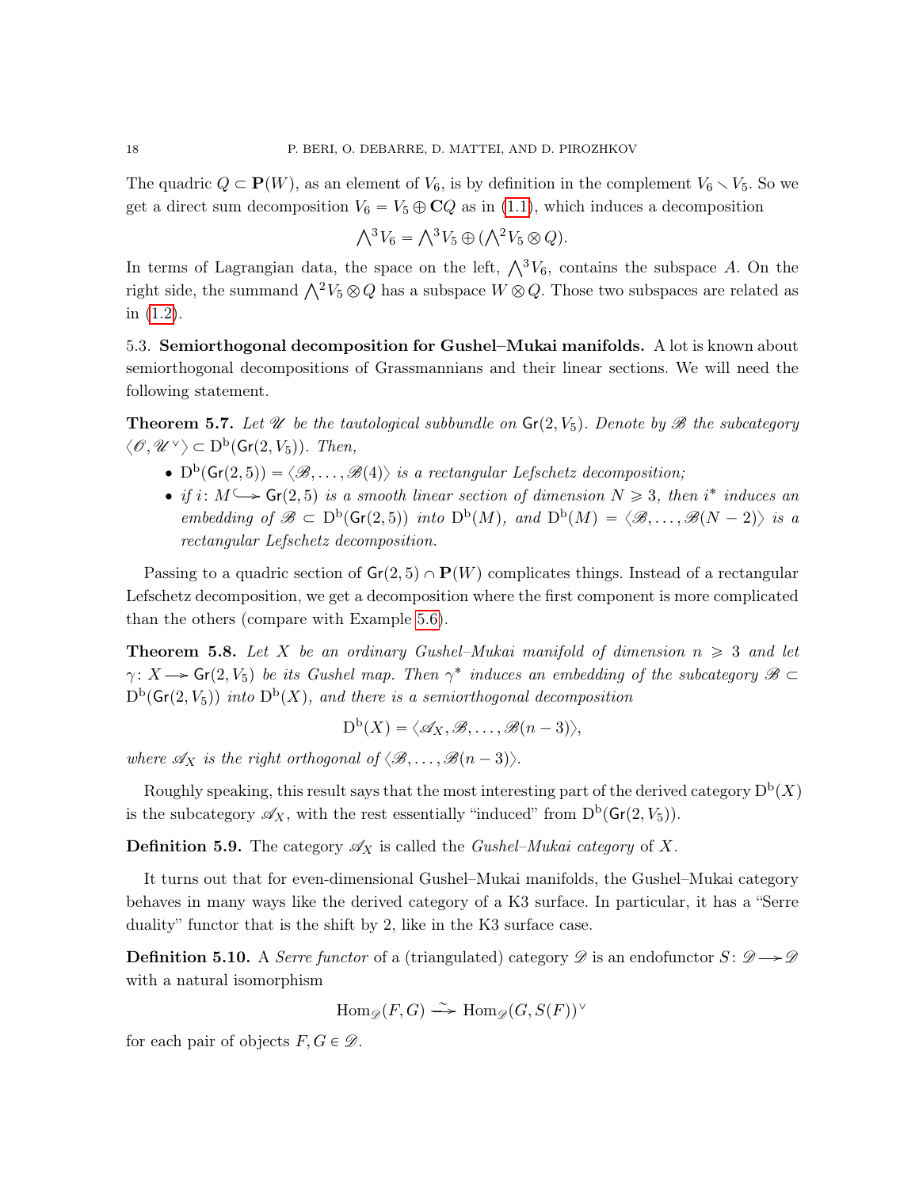The quadric $Q \subset \mathbf{P}(W)$, as an element of $V_6$, is by definition in the complement $V_6 \smallsetminus V_5$. So we get a direct sum decomposition $V_6 = V_5 \oplus \mathbf{C}Q$ as in (1.1), which induces a decomposition

$$\bigwedge^3 V_6 = \bigwedge^3 V_5 \oplus (\bigwedge^2 V_5 \otimes Q).$$

In terms of Lagrangian data, the space on the left, $\bigwedge^3 V_6$, contains the subspace $A$. On the right side, the summand $\bigwedge^2 V_5 \otimes Q$ has a subspace $W \otimes Q$. Those two subspaces are related as in (1.2).

**5.3. Semiorthogonal decomposition for Gushel–Mukai manifolds.** A lot is known about semiorthogonal decompositions of Grassmannians and their linear sections. We will need the following statement.

**Theorem 5.7.** *Let $\mathscr{U}$ be the tautological subbundle on $\mathsf{Gr}(2, V_5)$. Denote by $\mathscr{B}$ the subcategory $\langle \mathscr{O}, \mathscr{U}^\vee \rangle \subset \mathrm{D^b}(\mathsf{Gr}(2, V_5))$. Then,*

- *$\mathrm{D^b}(\mathsf{Gr}(2,5)) = \langle \mathscr{B}, \dots, \mathscr{B}(4) \rangle$ is a rectangular Lefschetz decomposition;*
- *if $i \colon M \hookrightarrow \mathsf{Gr}(2,5)$ is a smooth linear section of dimension $N \geqslant 3$, then $i^*$ induces an embedding of $\mathscr{B} \subset \mathrm{D^b}(\mathsf{Gr}(2,5))$ into $\mathrm{D^b}(M)$, and $\mathrm{D^b}(M) = \langle \mathscr{B}, \dots, \mathscr{B}(N-2) \rangle$ is a rectangular Lefschetz decomposition.*

Passing to a quadric section of $\mathsf{Gr}(2,5) \cap \mathbf{P}(W)$ complicates things. Instead of a rectangular Lefschetz decomposition, we get a decomposition where the first component is more complicated than the others (compare with Example 5.6).

**Theorem 5.8.** *Let $X$ be an ordinary Gushel–Mukai manifold of dimension $n \geqslant 3$ and let $\gamma \colon X \to \mathsf{Gr}(2, V_5)$ be its Gushel map. Then $\gamma^*$ induces an embedding of the subcategory $\mathscr{B} \subset \mathrm{D^b}(\mathsf{Gr}(2, V_5))$ into $\mathrm{D^b}(X)$, and there is a semiorthogonal decomposition*

$$\mathrm{D^b}(X) = \langle \mathscr{A}_X, \mathscr{B}, \dots, \mathscr{B}(n-3) \rangle,$$

*where $\mathscr{A}_X$ is the right orthogonal of $\langle \mathscr{B}, \dots, \mathscr{B}(n-3) \rangle$.*

Roughly speaking, this result says that the most interesting part of the derived category $\mathrm{D^b}(X)$ is the subcategory $\mathscr{A}_X$, with the rest essentially "induced" from $\mathrm{D^b}(\mathsf{Gr}(2, V_5))$.

**Definition 5.9.** The category $\mathscr{A}_X$ is called the *Gushel–Mukai category* of $X$.

It turns out that for even-dimensional Gushel–Mukai manifolds, the Gushel–Mukai category behaves in many ways like the derived category of a K3 surface. In particular, it has a "Serre duality" functor that is the shift by 2, like in the K3 surface case.

**Definition 5.10.** A *Serre functor* of a (triangulated) category $\mathscr{D}$ is an endofunctor $S \colon \mathscr{D} \to \mathscr{D}$ with a natural isomorphism

$$\mathrm{Hom}_{\mathscr{D}}(F, G) \xrightarrow{\sim} \mathrm{Hom}_{\mathscr{D}}(G, S(F))^\vee$$

for each pair of objects $F, G \in \mathscr{D}$.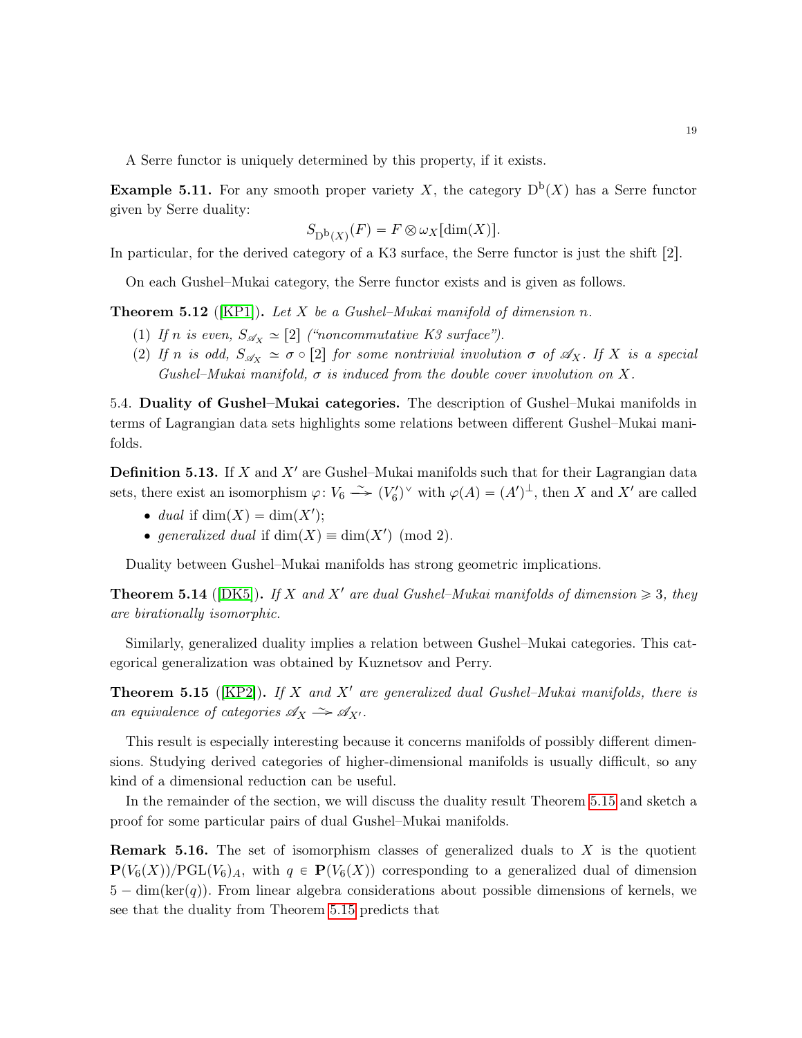A Serre functor is uniquely determined by this property, if it exists.

**Example 5.11.** For any smooth proper variety $X$, the category $\mathrm{D^b}(X)$ has a Serre functor given by Serre duality:

$$S_{\mathrm{D^b}(X)}(F) = F \otimes \omega_X[\dim(X)].$$

In particular, for the derived category of a K3 surface, the Serre functor is just the shift [2].

On each Gushel–Mukai category, the Serre functor exists and is given as follows.

**Theorem 5.12** ([KP1]). *Let $X$ be a Gushel–Mukai manifold of dimension $n$.*

1. *If $n$ is even, $S_{\mathscr{A}_X} \simeq [2]$ ("noncommutative K3 surface").*
2. *If $n$ is odd, $S_{\mathscr{A}_X} \simeq \sigma \circ [2]$ for some nontrivial involution $\sigma$ of $\mathscr{A}_X$. If $X$ is a special Gushel–Mukai manifold, $\sigma$ is induced from the double cover involution on $X$.*

5.4. **Duality of Gushel–Mukai categories.** The description of Gushel–Mukai manifolds in terms of Lagrangian data sets highlights some relations between different Gushel–Mukai manifolds.

**Definition 5.13.** If $X$ and $X'$ are Gushel–Mukai manifolds such that for their Lagrangian data sets, there exist an isomorphism $\varphi\colon V_6 \xrightarrow{\sim} (V_6')^\vee$ with $\varphi(A) = (A')^\perp$, then $X$ and $X'$ are called

- *dual* if $\dim(X) = \dim(X')$;
- *generalized dual* if $\dim(X) \equiv \dim(X') \pmod 2$.

Duality between Gushel–Mukai manifolds has strong geometric implications.

**Theorem 5.14** ([DK5]). *If $X$ and $X'$ are dual Gushel–Mukai manifolds of dimension $\geqslant 3$, they are birationally isomorphic.*

Similarly, generalized duality implies a relation between Gushel–Mukai categories. This categorical generalization was obtained by Kuznetsov and Perry.

**Theorem 5.15** ([KP2]). *If $X$ and $X'$ are generalized dual Gushel–Mukai manifolds, there is an equivalence of categories $\mathscr{A}_X \xrightarrow{\sim} \mathscr{A}_{X'}$.*

This result is especially interesting because it concerns manifolds of possibly different dimensions. Studying derived categories of higher-dimensional manifolds is usually difficult, so any kind of a dimensional reduction can be useful.

In the remainder of the section, we will discuss the duality result Theorem 5.15 and sketch a proof for some particular pairs of dual Gushel–Mukai manifolds.

**Remark 5.16.** The set of isomorphism classes of generalized duals to $X$ is the quotient $\mathbf{P}(V_6(X))/\mathrm{PGL}(V_6)_A$, with $q \in \mathbf{P}(V_6(X))$ corresponding to a generalized dual of dimension $5 - \dim(\ker(q))$. From linear algebra considerations about possible dimensions of kernels, we see that the duality from Theorem 5.15 predicts that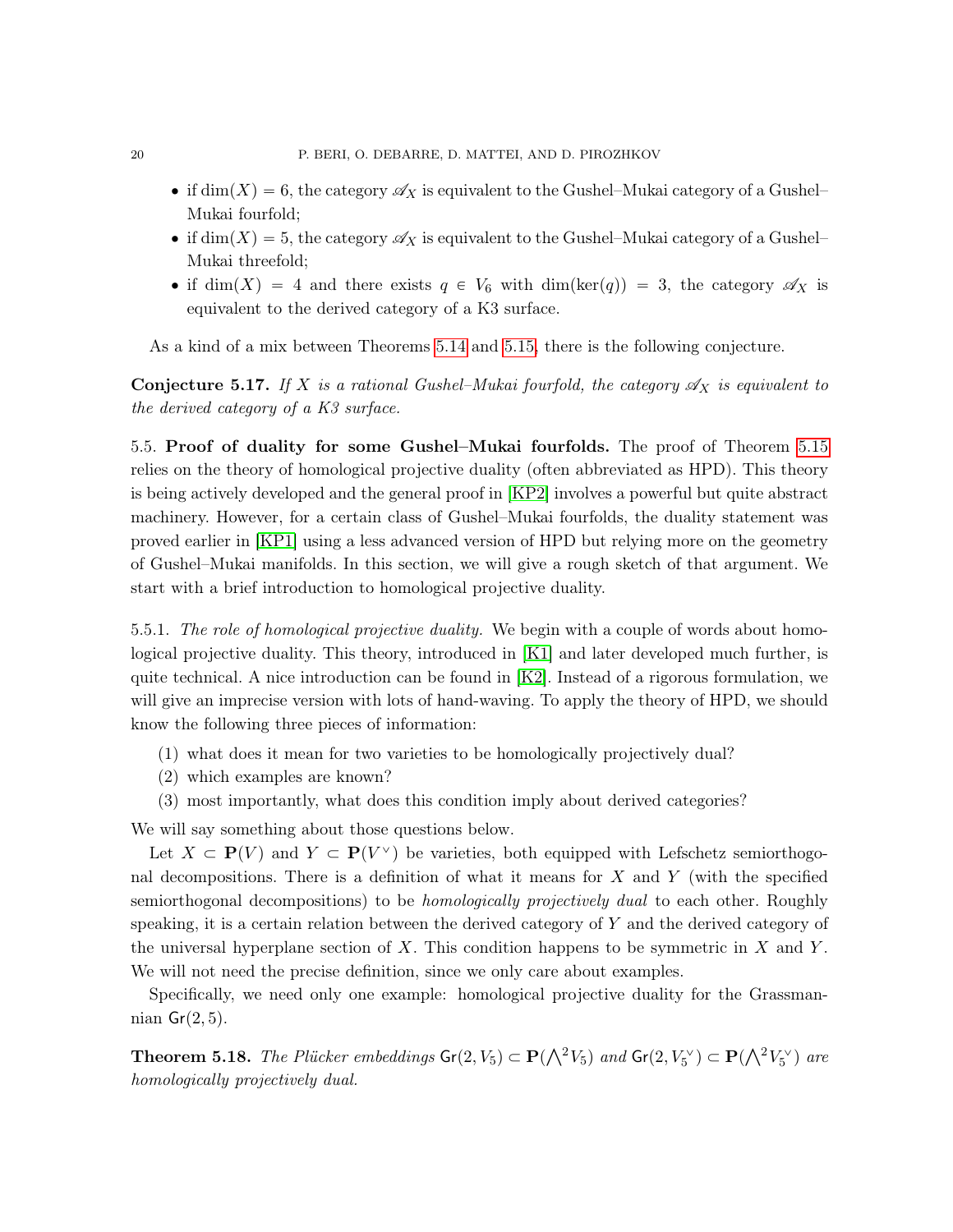- if $\dim(X) = 6$, the category $\mathscr{A}_X$ is equivalent to the Gushel–Mukai category of a Gushel–Mukai fourfold;
- if $\dim(X) = 5$, the category $\mathscr{A}_X$ is equivalent to the Gushel–Mukai category of a Gushel–Mukai threefold;
- if $\dim(X) = 4$ and there exists $q \in V_6$ with $\dim(\ker(q)) = 3$, the category $\mathscr{A}_X$ is equivalent to the derived category of a K3 surface.

As a kind of a mix between Theorems 5.14 and 5.15, there is the following conjecture.

**Conjecture 5.17.** *If $X$ is a rational Gushel–Mukai fourfold, the category $\mathscr{A}_X$ is equivalent to the derived category of a K3 surface.*

5.5. **Proof of duality for some Gushel–Mukai fourfolds.** The proof of Theorem 5.15 relies on the theory of homological projective duality (often abbreviated as HPD). This theory is being actively developed and the general proof in [KP2] involves a powerful but quite abstract machinery. However, for a certain class of Gushel–Mukai fourfolds, the duality statement was proved earlier in [KP1] using a less advanced version of HPD but relying more on the geometry of Gushel–Mukai manifolds. In this section, we will give a rough sketch of that argument. We start with a brief introduction to homological projective duality.

5.5.1. *The role of homological projective duality.* We begin with a couple of words about homological projective duality. This theory, introduced in [K1] and later developed much further, is quite technical. A nice introduction can be found in [K2]. Instead of a rigorous formulation, we will give an imprecise version with lots of hand-waving. To apply the theory of HPD, we should know the following three pieces of information:

(1) what does it mean for two varieties to be homologically projectively dual?
(2) which examples are known?
(3) most importantly, what does this condition imply about derived categories?

We will say something about those questions below.

Let $X \subset \mathbf{P}(V)$ and $Y \subset \mathbf{P}(V^\vee)$ be varieties, both equipped with Lefschetz semiorthogonal decompositions. There is a definition of what it means for $X$ and $Y$ (with the specified semiorthogonal decompositions) to be *homologically projectively dual* to each other. Roughly speaking, it is a certain relation between the derived category of $Y$ and the derived category of the universal hyperplane section of $X$. This condition happens to be symmetric in $X$ and $Y$. We will not need the precise definition, since we only care about examples.

Specifically, we need only one example: homological projective duality for the Grassmannian $\mathsf{Gr}(2,5)$.

**Theorem 5.18.** *The Plücker embeddings $\mathsf{Gr}(2, V_5) \subset \mathbf{P}(\bigwedge^2 V_5)$ and $\mathsf{Gr}(2, V_5^\vee) \subset \mathbf{P}(\bigwedge^2 V_5^\vee)$ are homologically projectively dual.*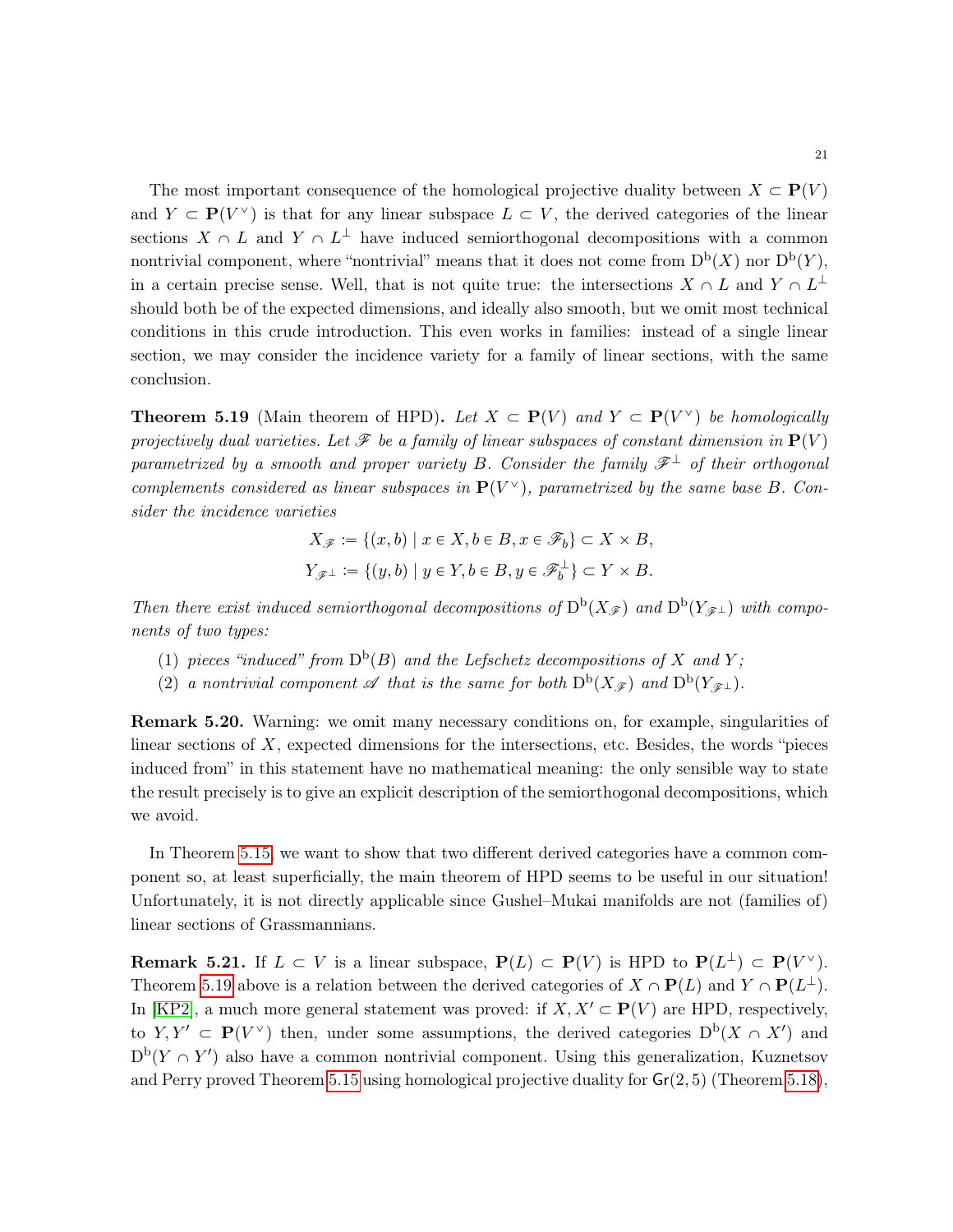The most important consequence of the homological projective duality between $X \subset \mathbf{P}(V)$ and $Y \subset \mathbf{P}(V^\vee)$ is that for any linear subspace $L \subset V$, the derived categories of the linear sections $X \cap L$ and $Y \cap L^\perp$ have induced semiorthogonal decompositions with a common nontrivial component, where "nontrivial" means that it does not come from $\mathrm{D^b}(X)$ nor $\mathrm{D^b}(Y)$, in a certain precise sense. Well, that is not quite true: the intersections $X \cap L$ and $Y \cap L^\perp$ should both be of the expected dimensions, and ideally also smooth, but we omit most technical conditions in this crude introduction. This even works in families: instead of a single linear section, we may consider the incidence variety for a family of linear sections, with the same conclusion.

**Theorem 5.19** (Main theorem of HPD)**.** *Let $X \subset \mathbf{P}(V)$ and $Y \subset \mathbf{P}(V^\vee)$ be homologically projectively dual varieties. Let $\mathscr{F}$ be a family of linear subspaces of constant dimension in $\mathbf{P}(V)$ parametrized by a smooth and proper variety $B$. Consider the family $\mathscr{F}^\perp$ of their orthogonal complements considered as linear subspaces in $\mathbf{P}(V^\vee)$, parametrized by the same base $B$. Consider the incidence varieties*

$$X_{\mathscr{F}} := \{(x, b) \mid x \in X, b \in B, x \in \mathscr{F}_b\} \subset X \times B,$$
$$Y_{\mathscr{F}^\perp} := \{(y, b) \mid y \in Y, b \in B, y \in \mathscr{F}_b^\perp\} \subset Y \times B.$$

*Then there exist induced semiorthogonal decompositions of $\mathrm{D^b}(X_{\mathscr{F}})$ and $\mathrm{D^b}(Y_{\mathscr{F}^\perp})$ with components of two types:*

1. *pieces "induced" from $\mathrm{D^b}(B)$ and the Lefschetz decompositions of $X$ and $Y$;*
2. *a nontrivial component $\mathscr{A}$ that is the same for both $\mathrm{D^b}(X_{\mathscr{F}})$ and $\mathrm{D^b}(Y_{\mathscr{F}^\perp})$.*

**Remark 5.20.** Warning: we omit many necessary conditions on, for example, singularities of linear sections of $X$, expected dimensions for the intersections, etc. Besides, the words "pieces induced from" in this statement have no mathematical meaning: the only sensible way to state the result precisely is to give an explicit description of the semiorthogonal decompositions, which we avoid.

In Theorem 5.15, we want to show that two different derived categories have a common component so, at least superficially, the main theorem of HPD seems to be useful in our situation! Unfortunately, it is not directly applicable since Gushel–Mukai manifolds are not (families of) linear sections of Grassmannians.

**Remark 5.21.** If $L \subset V$ is a linear subspace, $\mathbf{P}(L) \subset \mathbf{P}(V)$ is HPD to $\mathbf{P}(L^\perp) \subset \mathbf{P}(V^\vee)$. Theorem 5.19 above is a relation between the derived categories of $X \cap \mathbf{P}(L)$ and $Y \cap \mathbf{P}(L^\perp)$. In [KP2], a much more general statement was proved: if $X, X' \subset \mathbf{P}(V)$ are HPD, respectively, to $Y, Y' \subset \mathbf{P}(V^\vee)$ then, under some assumptions, the derived categories $\mathrm{D^b}(X \cap X')$ and $\mathrm{D^b}(Y \cap Y')$ also have a common nontrivial component. Using this generalization, Kuznetsov and Perry proved Theorem 5.15 using homological projective duality for $\mathsf{Gr}(2, 5)$ (Theorem 5.18),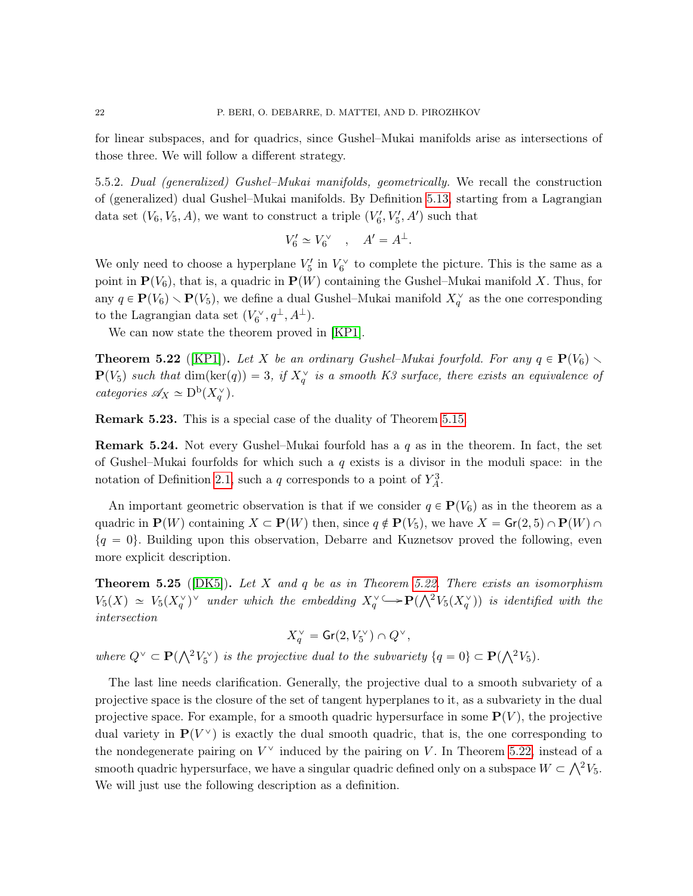for linear subspaces, and for quadrics, since Gushel–Mukai manifolds arise as intersections of those three. We will follow a different strategy.

5.5.2. *Dual (generalized) Gushel–Mukai manifolds, geometrically.* We recall the construction of (generalized) dual Gushel–Mukai manifolds. By Definition 5.13, starting from a Lagrangian data set $(V_6, V_5, A)$, we want to construct a triple $(V_6', V_5', A')$ such that

$$V_6' \simeq V_6^\vee \quad , \quad A' = A^\perp .$$

We only need to choose a hyperplane $V_5'$ in $V_6^\vee$ to complete the picture. This is the same as a point in $\mathbf{P}(V_6)$, that is, a quadric in $\mathbf{P}(W)$ containing the Gushel–Mukai manifold $X$. Thus, for any $q \in \mathbf{P}(V_6) \smallsetminus \mathbf{P}(V_5)$, we define a dual Gushel–Mukai manifold $X_q^\vee$ as the one corresponding to the Lagrangian data set $(V_6^\vee, q^\perp, A^\perp)$.

We can now state the theorem proved in [KP1].

**Theorem 5.22** ([KP1]). *Let $X$ be an ordinary Gushel–Mukai fourfold. For any $q \in \mathbf{P}(V_6) \smallsetminus \mathbf{P}(V_5)$ such that $\dim(\ker(q)) = 3$, if $X_q^\vee$ is a smooth K3 surface, there exists an equivalence of categories $\mathscr{A}_X \simeq \mathrm{D}^{\mathrm{b}}(X_q^\vee)$.*

**Remark 5.23.** This is a special case of the duality of Theorem 5.15.

**Remark 5.24.** Not every Gushel–Mukai fourfold has a $q$ as in the theorem. In fact, the set of Gushel–Mukai fourfolds for which such a $q$ exists is a divisor in the moduli space: in the notation of Definition 2.1, such a $q$ corresponds to a point of $Y_A^3$.

An important geometric observation is that if we consider $q \in \mathbf{P}(V_6)$ as in the theorem as a quadric in $\mathbf{P}(W)$ containing $X \subset \mathbf{P}(W)$ then, since $q \notin \mathbf{P}(V_5)$, we have $X = \mathsf{Gr}(2,5) \cap \mathbf{P}(W) \cap \{q = 0\}$. Building upon this observation, Debarre and Kuznetsov proved the following, even more explicit description.

**Theorem 5.25** ([DK5]). *Let $X$ and $q$ be as in Theorem 5.22. There exists an isomorphism $V_5(X) \simeq V_5(X_q^\vee)^\vee$ under which the embedding $X_q^\vee \hookrightarrow \mathbf{P}(\bigwedge^2 V_5(X_q^\vee))$ is identified with the intersection*

$$X_q^\vee = \mathsf{Gr}(2, V_5^\vee) \cap Q^\vee ,$$

*where $Q^\vee \subset \mathbf{P}(\bigwedge^2 V_5^\vee)$ is the projective dual to the subvariety $\{q = 0\} \subset \mathbf{P}(\bigwedge^2 V_5)$.*

The last line needs clarification. Generally, the projective dual to a smooth subvariety of a projective space is the closure of the set of tangent hyperplanes to it, as a subvariety in the dual projective space. For example, for a smooth quadric hypersurface in some $\mathbf{P}(V)$, the projective dual variety in $\mathbf{P}(V^\vee)$ is exactly the dual smooth quadric, that is, the one corresponding to the nondegenerate pairing on $V^\vee$ induced by the pairing on $V$. In Theorem 5.22, instead of a smooth quadric hypersurface, we have a singular quadric defined only on a subspace $W \subset \bigwedge^2 V_5$. We will just use the following description as a definition.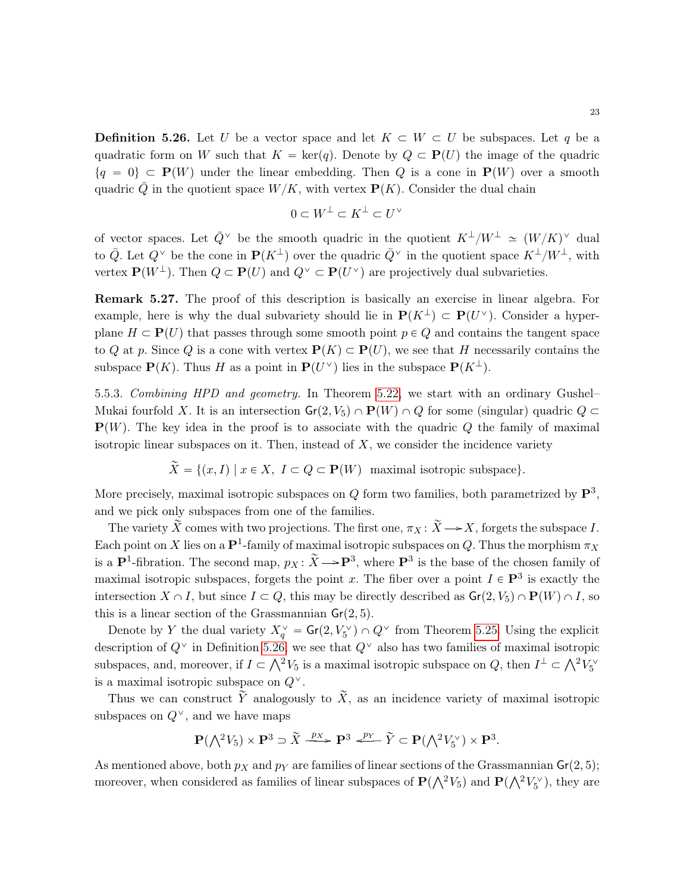**Definition 5.26.** Let $U$ be a vector space and let $K \subset W \subset U$ be subspaces. Let $q$ be a quadratic form on $W$ such that $K = \ker(q)$. Denote by $Q \subset \mathbf{P}(U)$ the image of the quadric $\{q = 0\} \subset \mathbf{P}(W)$ under the linear embedding. Then $Q$ is a cone in $\mathbf{P}(W)$ over a smooth quadric $\bar{Q}$ in the quotient space $W/K$, with vertex $\mathbf{P}(K)$. Consider the dual chain

$$0 \subset W^{\perp} \subset K^{\perp} \subset U^{\vee}$$

of vector spaces. Let $\bar{Q}^{\vee}$ be the smooth quadric in the quotient $K^{\perp}/W^{\perp} \simeq (W/K)^{\vee}$ dual to $\bar{Q}$. Let $Q^{\vee}$ be the cone in $\mathbf{P}(K^{\perp})$ over the quadric $\bar{Q}^{\vee}$ in the quotient space $K^{\perp}/W^{\perp}$, with vertex $\mathbf{P}(W^{\perp})$. Then $Q \subset \mathbf{P}(U)$ and $Q^{\vee} \subset \mathbf{P}(U^{\vee})$ are projectively dual subvarieties.

**Remark 5.27.** The proof of this description is basically an exercise in linear algebra. For example, here is why the dual subvariety should lie in $\mathbf{P}(K^{\perp}) \subset \mathbf{P}(U^{\vee})$. Consider a hyperplane $H \subset \mathbf{P}(U)$ that passes through some smooth point $p \in Q$ and contains the tangent space to $Q$ at $p$. Since $Q$ is a cone with vertex $\mathbf{P}(K) \subset \mathbf{P}(U)$, we see that $H$ necessarily contains the subspace $\mathbf{P}(K)$. Thus $H$ as a point in $\mathbf{P}(U^{\vee})$ lies in the subspace $\mathbf{P}(K^{\perp})$.

5.5.3. *Combining HPD and geometry.* In Theorem 5.22, we start with an ordinary Gushel–Mukai fourfold $X$. It is an intersection $\mathsf{Gr}(2, V_5) \cap \mathbf{P}(W) \cap Q$ for some (singular) quadric $Q \subset \mathbf{P}(W)$. The key idea in the proof is to associate with the quadric $Q$ the family of maximal isotropic linear subspaces on it. Then, instead of $X$, we consider the incidence variety

$$\widetilde{X} = \{(x, I) \mid x \in X,\ I \subset Q \subset \mathbf{P}(W) \text{ maximal isotropic subspace}\}.$$

More precisely, maximal isotropic subspaces on $Q$ form two families, both parametrized by $\mathbf{P}^3$, and we pick only subspaces from one of the families.

The variety $\widetilde{X}$ comes with two projections. The first one, $\pi_X \colon \widetilde{X} \longrightarrow X$, forgets the subspace $I$. Each point on $X$ lies on a $\mathbf{P}^1$-family of maximal isotropic subspaces on $Q$. Thus the morphism $\pi_X$ is a $\mathbf{P}^1$-fibration. The second map, $p_X \colon \widetilde{X} \longrightarrow \mathbf{P}^3$, where $\mathbf{P}^3$ is the base of the chosen family of maximal isotropic subspaces, forgets the point $x$. The fiber over a point $I \in \mathbf{P}^3$ is exactly the intersection $X \cap I$, but since $I \subset Q$, this may be directly described as $\mathsf{Gr}(2, V_5) \cap \mathbf{P}(W) \cap I$, so this is a linear section of the Grassmannian $\mathsf{Gr}(2, 5)$.

Denote by $Y$ the dual variety $X_q^{\vee} = \mathsf{Gr}(2, V_5^{\vee}) \cap Q^{\vee}$ from Theorem 5.25. Using the explicit description of $Q^{\vee}$ in Definition 5.26, we see that $Q^{\vee}$ also has two families of maximal isotropic subspaces, and, moreover, if $I \subset \bigwedge^2 V_5$ is a maximal isotropic subspace on $Q$, then $I^{\perp} \subset \bigwedge^2 V_5^{\vee}$ is a maximal isotropic subspace on $Q^{\vee}$.

Thus we can construct $\widetilde{Y}$ analogously to $\widetilde{X}$, as an incidence variety of maximal isotropic subspaces on $Q^{\vee}$, and we have maps

$$\mathbf{P}(\textstyle\bigwedge^2 V_5) \times \mathbf{P}^3 \supset \widetilde{X} \xrightarrow{\ p_X\ } \mathbf{P}^3 \xleftarrow{\ p_Y\ } \widetilde{Y} \subset \mathbf{P}(\textstyle\bigwedge^2 V_5^{\vee}) \times \mathbf{P}^3.$$

As mentioned above, both $p_X$ and $p_Y$ are families of linear sections of the Grassmannian $\mathsf{Gr}(2, 5)$; moreover, when considered as families of linear subspaces of $\mathbf{P}(\bigwedge^2 V_5)$ and $\mathbf{P}(\bigwedge^2 V_5^{\vee})$, they are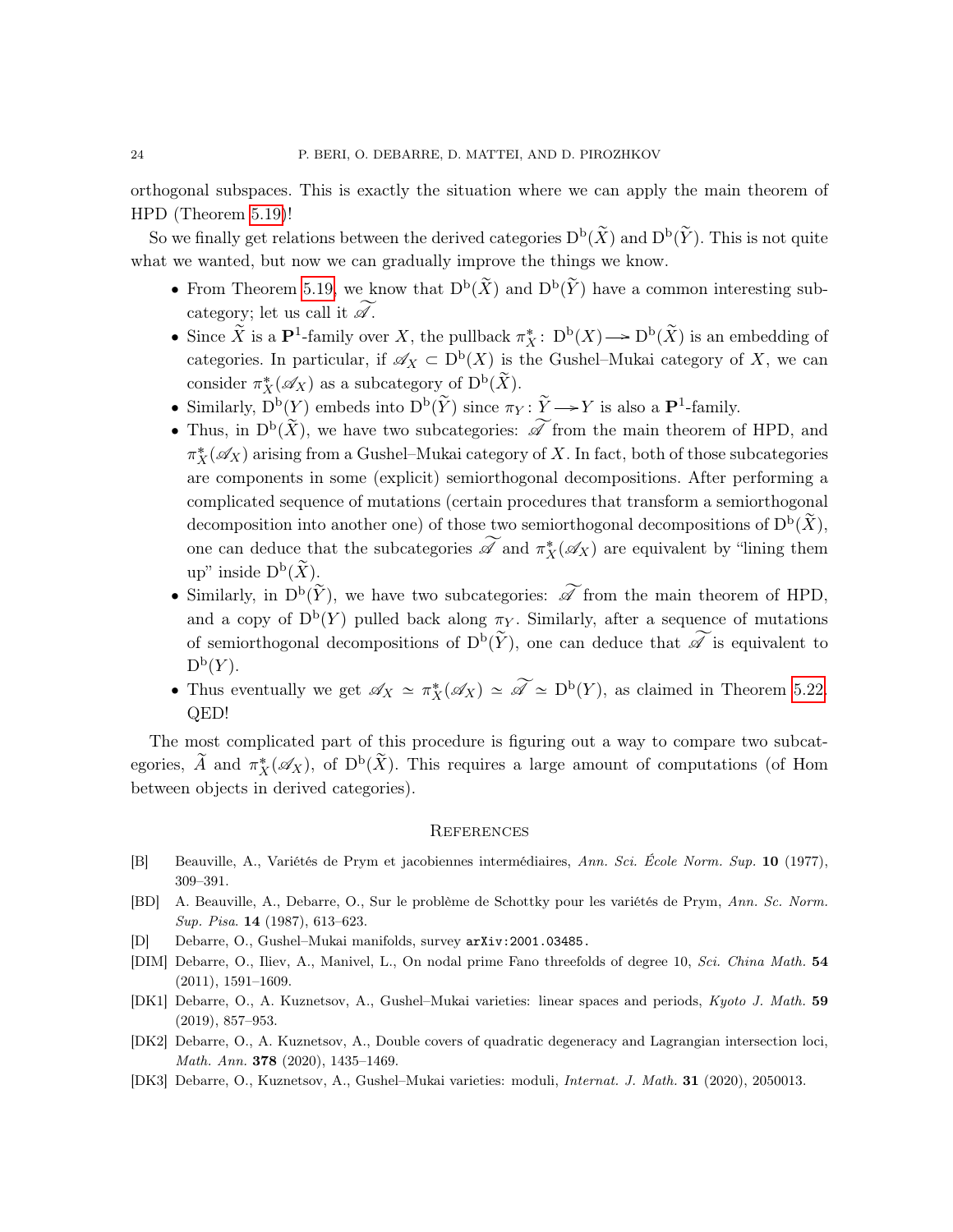orthogonal subspaces. This is exactly the situation where we can apply the main theorem of HPD (Theorem 5.19)!

So we finally get relations between the derived categories $\mathrm{D^b}(\widetilde{X})$ and $\mathrm{D^b}(\widetilde{Y})$. This is not quite what we wanted, but now we can gradually improve the things we know.

- From Theorem 5.19, we know that $\mathrm{D^b}(\widetilde{X})$ and $\mathrm{D^b}(\widetilde{Y})$ have a common interesting subcategory; let us call it $\widetilde{\mathscr{A}}$.
- Since $\widetilde{X}$ is a $\mathbf{P}^1$-family over $X$, the pullback $\pi_X^*\colon \mathrm{D^b}(X) \longrightarrow \mathrm{D^b}(\widetilde{X})$ is an embedding of categories. In particular, if $\mathscr{A}_X \subset \mathrm{D^b}(X)$ is the Gushel–Mukai category of $X$, we can consider $\pi_X^*(\mathscr{A}_X)$ as a subcategory of $\mathrm{D^b}(\widetilde{X})$.
- Similarly, $\mathrm{D^b}(Y)$ embeds into $\mathrm{D^b}(\widetilde{Y})$ since $\pi_Y\colon \widetilde{Y} \longrightarrow Y$ is also a $\mathbf{P}^1$-family.
- Thus, in $\mathrm{D^b}(\widetilde{X})$, we have two subcategories: $\widetilde{\mathscr{A}}$ from the main theorem of HPD, and $\pi_X^*(\mathscr{A}_X)$ arising from a Gushel–Mukai category of $X$. In fact, both of those subcategories are components in some (explicit) semiorthogonal decompositions. After performing a complicated sequence of mutations (certain procedures that transform a semiorthogonal decomposition into another one) of those two semiorthogonal decompositions of $\mathrm{D^b}(\widetilde{X})$, one can deduce that the subcategories $\widetilde{\mathscr{A}}$ and $\pi_X^*(\mathscr{A}_X)$ are equivalent by "lining them up" inside $\mathrm{D^b}(\widetilde{X})$.
- Similarly, in $\mathrm{D^b}(\widetilde{Y})$, we have two subcategories: $\widetilde{\mathscr{A}}$ from the main theorem of HPD, and a copy of $\mathrm{D^b}(Y)$ pulled back along $\pi_Y$. Similarly, after a sequence of mutations of semiorthogonal decompositions of $\mathrm{D^b}(\widetilde{Y})$, one can deduce that $\widetilde{\mathscr{A}}$ is equivalent to $\mathrm{D^b}(Y)$.
- Thus eventually we get $\mathscr{A}_X \simeq \pi_X^*(\mathscr{A}_X) \simeq \widetilde{\mathscr{A}} \simeq \mathrm{D^b}(Y)$, as claimed in Theorem 5.22, QED!

The most complicated part of this procedure is figuring out a way to compare two subcategories, $\widetilde{A}$ and $\pi_X^*(\mathscr{A}_X)$, of $\mathrm{D^b}(\widetilde{X})$. This requires a large amount of computations (of Hom between objects in derived categories).

## References

- [B] Beauville, A., Variétés de Prym et jacobiennes intermédiaires, *Ann. Sci. École Norm. Sup.* **10** (1977), 309–391.
- [BD] A. Beauville, A., Debarre, O., Sur le problème de Schottky pour les variétés de Prym, *Ann. Sc. Norm. Sup. Pisa.* **14** (1987), 613–623.
- [D] Debarre, O., Gushel–Mukai manifolds, survey `arXiv:2001.03485.`
- [DIM] Debarre, O., Iliev, A., Manivel, L., On nodal prime Fano threefolds of degree 10, *Sci. China Math.* **54** (2011), 1591–1609.
- [DK1] Debarre, O., A. Kuznetsov, A., Gushel–Mukai varieties: linear spaces and periods, *Kyoto J. Math.* **59** (2019), 857–953.
- [DK2] Debarre, O., A. Kuznetsov, A., Double covers of quadratic degeneracy and Lagrangian intersection loci, *Math. Ann.* **378** (2020), 1435–1469.
- [DK3] Debarre, O., Kuznetsov, A., Gushel–Mukai varieties: moduli, *Internat. J. Math.* **31** (2020), 2050013.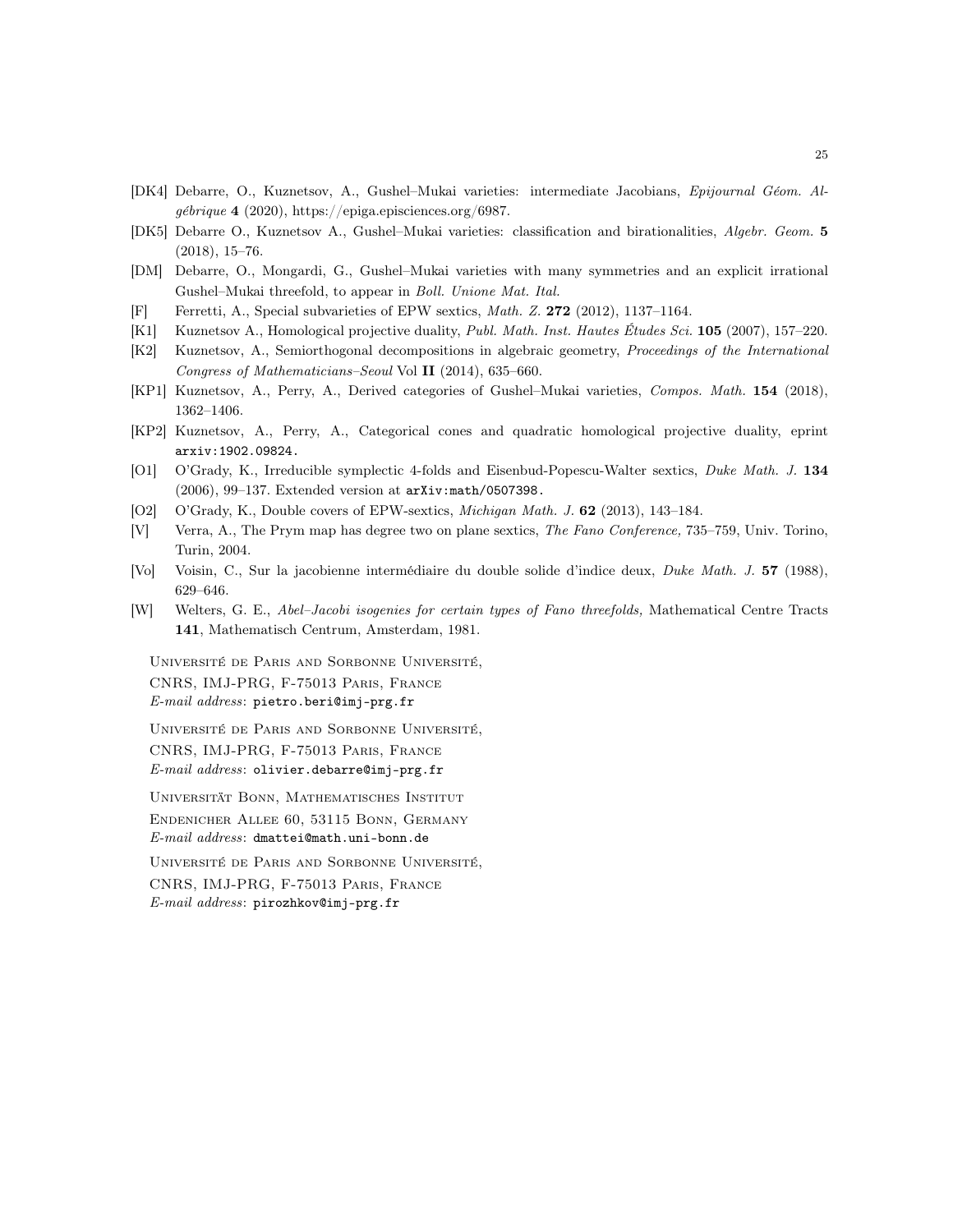- [DK4] Debarre, O., Kuznetsov, A., Gushel–Mukai varieties: intermediate Jacobians, *Epijournal Géom. Algébrique* **4** (2020), https://epiga.episciences.org/6987.
- [DK5] Debarre O., Kuznetsov A., Gushel–Mukai varieties: classification and birationalities, *Algebr. Geom.* **5** (2018), 15–76.
- [DM] Debarre, O., Mongardi, G., Gushel–Mukai varieties with many symmetries and an explicit irrational Gushel–Mukai threefold, to appear in *Boll. Unione Mat. Ital.*
- [F] Ferretti, A., Special subvarieties of EPW sextics, *Math. Z.* **272** (2012), 1137–1164.
- [K1] Kuznetsov A., Homological projective duality, *Publ. Math. Inst. Hautes Études Sci.* **105** (2007), 157–220.
- [K2] Kuznetsov, A., Semiorthogonal decompositions in algebraic geometry, *Proceedings of the International Congress of Mathematicians–Seoul* Vol **II** (2014), 635–660.
- [KP1] Kuznetsov, A., Perry, A., Derived categories of Gushel–Mukai varieties, *Compos. Math.* **154** (2018), 1362–1406.
- [KP2] Kuznetsov, A., Perry, A., Categorical cones and quadratic homological projective duality, eprint `arxiv:1902.09824`.
- [O1] O'Grady, K., Irreducible symplectic 4-folds and Eisenbud-Popescu-Walter sextics, *Duke Math. J.* **134** (2006), 99–137. Extended version at `arXiv:math/0507398`.
- [O2] O'Grady, K., Double covers of EPW-sextics, *Michigan Math. J.* **62** (2013), 143–184.
- [V] Verra, A., The Prym map has degree two on plane sextics, *The Fano Conference,* 735–759, Univ. Torino, Turin, 2004.
- [Vo] Voisin, C., Sur la jacobienne intermédiaire du double solide d'indice deux, *Duke Math. J.* **57** (1988), 629–646.
- [W] Welters, G. E., *Abel–Jacobi isogenies for certain types of Fano threefolds,* Mathematical Centre Tracts **141**, Mathematisch Centrum, Amsterdam, 1981.

Université de Paris and Sorbonne Université,
CNRS, IMJ-PRG, F-75013 Paris, France
*E-mail address*: `pietro.beri@imj-prg.fr`

Université de Paris and Sorbonne Université,
CNRS, IMJ-PRG, F-75013 Paris, France
*E-mail address*: `olivier.debarre@imj-prg.fr`

Universität Bonn, Mathematisches Institut
Endenicher Allee 60, 53115 Bonn, Germany
*E-mail address*: `dmattei@math.uni-bonn.de`

Université de Paris and Sorbonne Université,
CNRS, IMJ-PRG, F-75013 Paris, France
*E-mail address*: `pirozhkov@imj-prg.fr`